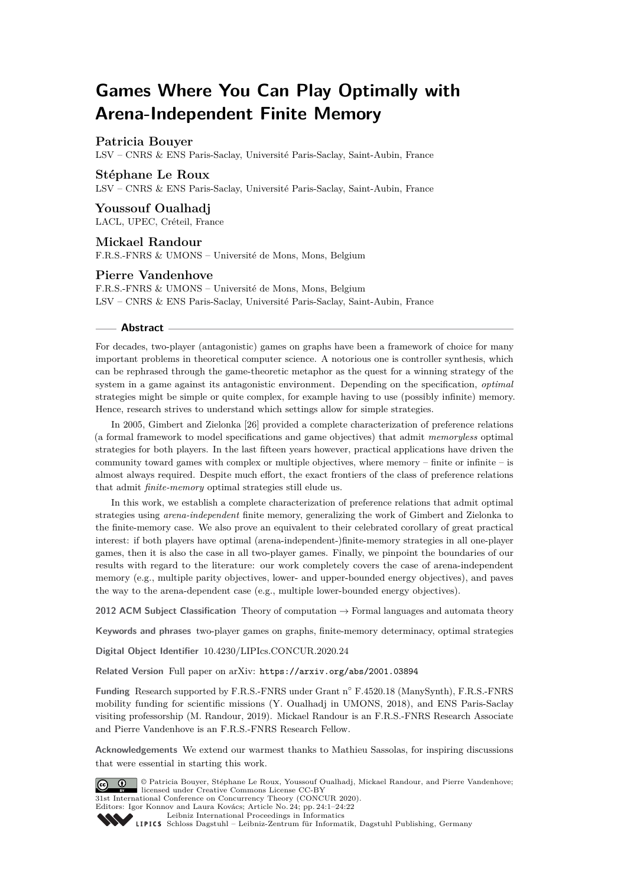# Games Where You Can Play Optimally with Arena-Independent Finite Memory

**Patricia Bouyer**
LSV – CNRS & ENS Paris-Saclay, Université Paris-Saclay, Saint-Aubin, France

**Stéphane Le Roux**
LSV – CNRS & ENS Paris-Saclay, Université Paris-Saclay, Saint-Aubin, France

**Youssouf Oualhadj**
LACL, UPEC, Créteil, France

**Mickael Randour**
F.R.S.-FNRS & UMONS – Université de Mons, Mons, Belgium

**Pierre Vandenhove**
F.R.S.-FNRS & UMONS – Université de Mons, Mons, Belgium
LSV – CNRS & ENS Paris-Saclay, Université Paris-Saclay, Saint-Aubin, France

## Abstract

For decades, two-player (antagonistic) games on graphs have been a framework of choice for many important problems in theoretical computer science. A notorious one is controller synthesis, which can be rephrased through the game-theoretic metaphor as the quest for a winning strategy of the system in a game against its antagonistic environment. Depending on the specification, *optimal* strategies might be simple or quite complex, for example having to use (possibly infinite) memory. Hence, research strives to understand which settings allow for simple strategies.

In 2005, Gimbert and Zielonka [26] provided a complete characterization of preference relations (a formal framework to model specifications and game objectives) that admit *memoryless* optimal strategies for both players. In the last fifteen years however, practical applications have driven the community toward games with complex or multiple objectives, where memory – finite or infinite – is almost always required. Despite much effort, the exact frontiers of the class of preference relations that admit *finite-memory* optimal strategies still elude us.

In this work, we establish a complete characterization of preference relations that admit optimal strategies using *arena-independent* finite memory, generalizing the work of Gimbert and Zielonka to the finite-memory case. We also prove an equivalent to their celebrated corollary of great practical interest: if both players have optimal (arena-independent-)finite-memory strategies in all one-player games, then it is also the case in all two-player games. Finally, we pinpoint the boundaries of our results with regard to the literature: our work completely covers the case of arena-independent memory (e.g., multiple parity objectives, lower- and upper-bounded energy objectives), and paves the way to the arena-dependent case (e.g., multiple lower-bounded energy objectives).

**2012 ACM Subject Classification** Theory of computation → Formal languages and automata theory

**Keywords and phrases** two-player games on graphs, finite-memory determinacy, optimal strategies

**Digital Object Identifier** 10.4230/LIPIcs.CONCUR.2020.24

**Related Version** Full paper on arXiv: https://arxiv.org/abs/2001.03894

**Funding** Research supported by F.R.S.-FNRS under Grant n° F.4520.18 (ManySynth), F.R.S.-FNRS mobility funding for scientific missions (Y. Oualhadj in UMONS, 2018), and ENS Paris-Saclay visiting professorship (M. Randour, 2019). Mickael Randour is an F.R.S.-FNRS Research Associate and Pierre Vandenhove is an F.R.S.-FNRS Research Fellow.

**Acknowledgements** We extend our warmest thanks to Mathieu Sassolas, for inspiring discussions that were essential in starting this work.

© Patricia Bouyer, Stéphane Le Roux, Youssouf Oualhadj, Mickael Randour, and Pierre Vandenhove; licensed under Creative Commons License CC-BY
31st International Conference on Concurrency Theory (CONCUR 2020).
Editors: Igor Konnov and Laura Kovács; Article No. 24; pp. 24:1–24:22
Leibniz International Proceedings in Informatics
Schloss Dagstuhl – Leibniz-Zentrum für Informatik, Dagstuhl Publishing, Germany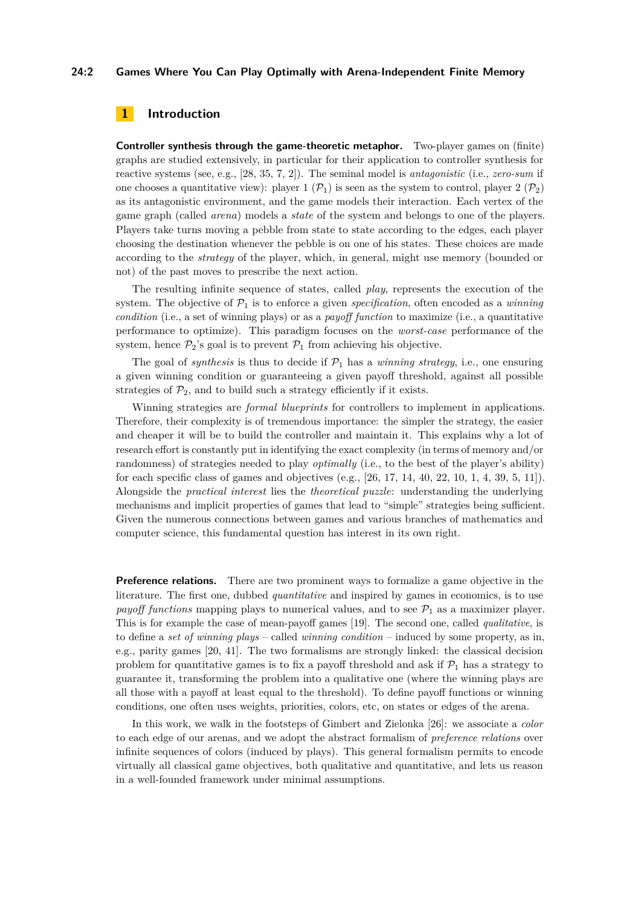## 1 Introduction

**Controller synthesis through the game-theoretic metaphor.** Two-player games on (finite) graphs are studied extensively, in particular for their application to controller synthesis for reactive systems (see, e.g., [28, 35, 7, 2]). The seminal model is *antagonistic* (i.e., *zero-sum* if one chooses a quantitative view): player 1 ($\mathcal{P}_1$) is seen as the system to control, player 2 ($\mathcal{P}_2$) as its antagonistic environment, and the game models their interaction. Each vertex of the game graph (called *arena*) models a *state* of the system and belongs to one of the players. Players take turns moving a pebble from state to state according to the edges, each player choosing the destination whenever the pebble is on one of his states. These choices are made according to the *strategy* of the player, which, in general, might use memory (bounded or not) of the past moves to prescribe the next action.

The resulting infinite sequence of states, called *play*, represents the execution of the system. The objective of $\mathcal{P}_1$ is to enforce a given *specification*, often encoded as a *winning condition* (i.e., a set of winning plays) or as a *payoff function* to maximize (i.e., a quantitative performance to optimize). This paradigm focuses on the *worst-case* performance of the system, hence $\mathcal{P}_2$'s goal is to prevent $\mathcal{P}_1$ from achieving his objective.

The goal of *synthesis* is thus to decide if $\mathcal{P}_1$ has a *winning strategy*, i.e., one ensuring a given winning condition or guaranteeing a given payoff threshold, against all possible strategies of $\mathcal{P}_2$, and to build such a strategy efficiently if it exists.

Winning strategies are *formal blueprints* for controllers to implement in applications. Therefore, their complexity is of tremendous importance: the simpler the strategy, the easier and cheaper it will be to build the controller and maintain it. This explains why a lot of research effort is constantly put in identifying the exact complexity (in terms of memory and/or randomness) of strategies needed to play *optimally* (i.e., to the best of the player's ability) for each specific class of games and objectives (e.g., [26, 17, 14, 40, 22, 10, 1, 4, 39, 5, 11]). Alongside the *practical interest* lies the *theoretical puzzle*: understanding the underlying mechanisms and implicit properties of games that lead to "simple" strategies being sufficient. Given the numerous connections between games and various branches of mathematics and computer science, this fundamental question has interest in its own right.

**Preference relations.** There are two prominent ways to formalize a game objective in the literature. The first one, dubbed *quantitative* and inspired by games in economics, is to use *payoff functions* mapping plays to numerical values, and to see $\mathcal{P}_1$ as a maximizer player. This is for example the case of mean-payoff games [19]. The second one, called *qualitative*, is to define a *set of winning plays* – called *winning condition* – induced by some property, as in, e.g., parity games [20, 41]. The two formalisms are strongly linked: the classical decision problem for quantitative games is to fix a payoff threshold and ask if $\mathcal{P}_1$ has a strategy to guarantee it, transforming the problem into a qualitative one (where the winning plays are all those with a payoff at least equal to the threshold). To define payoff functions or winning conditions, one often uses weights, priorities, colors, etc, on states or edges of the arena.

In this work, we walk in the footsteps of Gimbert and Zielonka [26]: we associate a *color* to each edge of our arenas, and we adopt the abstract formalism of *preference relations* over infinite sequences of colors (induced by plays). This general formalism permits to encode virtually all classical game objectives, both qualitative and quantitative, and lets us reason in a well-founded framework under minimal assumptions.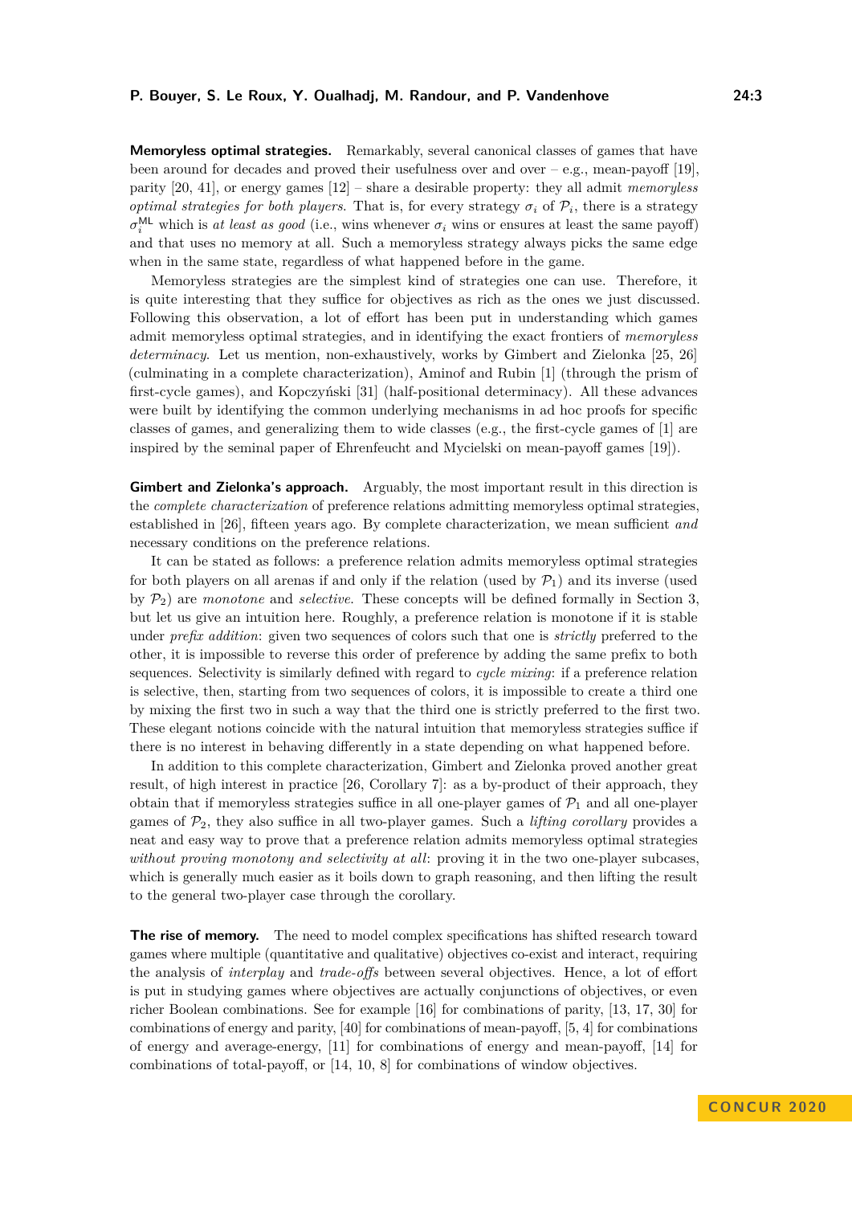**Memoryless optimal strategies.** Remarkably, several canonical classes of games that have been around for decades and proved their usefulness over and over – e.g., mean-payoff [19], parity [20, 41], or energy games [12] – share a desirable property: they all admit *memoryless optimal strategies for both players*. That is, for every strategy $\sigma_i$ of $\mathcal{P}_i$, there is a strategy $\sigma_i^{\mathsf{ML}}$ which is *at least as good* (i.e., wins whenever $\sigma_i$ wins or ensures at least the same payoff) and that uses no memory at all. Such a memoryless strategy always picks the same edge when in the same state, regardless of what happened before in the game.

Memoryless strategies are the simplest kind of strategies one can use. Therefore, it is quite interesting that they suffice for objectives as rich as the ones we just discussed. Following this observation, a lot of effort has been put in understanding which games admit memoryless optimal strategies, and in identifying the exact frontiers of *memoryless determinacy*. Let us mention, non-exhaustively, works by Gimbert and Zielonka [25, 26] (culminating in a complete characterization), Aminof and Rubin [1] (through the prism of first-cycle games), and Kopczyński [31] (half-positional determinacy). All these advances were built by identifying the common underlying mechanisms in ad hoc proofs for specific classes of games, and generalizing them to wide classes (e.g., the first-cycle games of [1] are inspired by the seminal paper of Ehrenfeucht and Mycielski on mean-payoff games [19]).

**Gimbert and Zielonka's approach.** Arguably, the most important result in this direction is the *complete characterization* of preference relations admitting memoryless optimal strategies, established in [26], fifteen years ago. By complete characterization, we mean sufficient *and* necessary conditions on the preference relations.

It can be stated as follows: a preference relation admits memoryless optimal strategies for both players on all arenas if and only if the relation (used by $\mathcal{P}_1$) and its inverse (used by $\mathcal{P}_2$) are *monotone* and *selective*. These concepts will be defined formally in Section 3, but let us give an intuition here. Roughly, a preference relation is monotone if it is stable under *prefix addition*: given two sequences of colors such that one is *strictly* preferred to the other, it is impossible to reverse this order of preference by adding the same prefix to both sequences. Selectivity is similarly defined with regard to *cycle mixing*: if a preference relation is selective, then, starting from two sequences of colors, it is impossible to create a third one by mixing the first two in such a way that the third one is strictly preferred to the first two. These elegant notions coincide with the natural intuition that memoryless strategies suffice if there is no interest in behaving differently in a state depending on what happened before.

In addition to this complete characterization, Gimbert and Zielonka proved another great result, of high interest in practice [26, Corollary 7]: as a by-product of their approach, they obtain that if memoryless strategies suffice in all one-player games of $\mathcal{P}_1$ and all one-player games of $\mathcal{P}_2$, they also suffice in all two-player games. Such a *lifting corollary* provides a neat and easy way to prove that a preference relation admits memoryless optimal strategies *without proving monotony and selectivity at all*: proving it in the two one-player subcases, which is generally much easier as it boils down to graph reasoning, and then lifting the result to the general two-player case through the corollary.

**The rise of memory.** The need to model complex specifications has shifted research toward games where multiple (quantitative and qualitative) objectives co-exist and interact, requiring the analysis of *interplay* and *trade-offs* between several objectives. Hence, a lot of effort is put in studying games where objectives are actually conjunctions of objectives, or even richer Boolean combinations. See for example [16] for combinations of parity, [13, 17, 30] for combinations of energy and parity, [40] for combinations of mean-payoff, [5, 4] for combinations of energy and average-energy, [11] for combinations of energy and mean-payoff, [14] for combinations of total-payoff, or [14, 10, 8] for combinations of window objectives.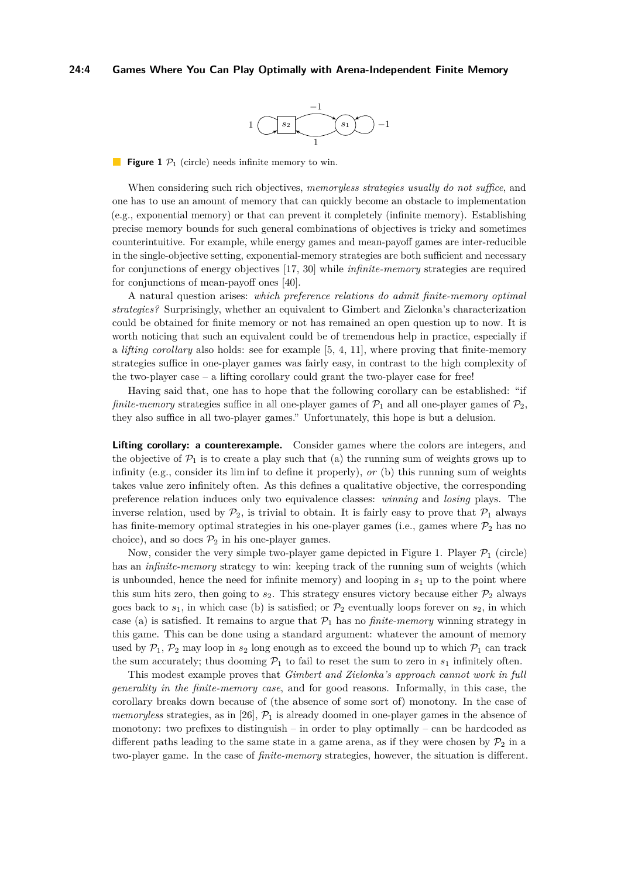**Figure 1** $\mathcal{P}_1$ (circle) needs infinite memory to win.

When considering such rich objectives, *memoryless strategies usually do not suffice*, and one has to use an amount of memory that can quickly become an obstacle to implementation (e.g., exponential memory) or that can prevent it completely (infinite memory). Establishing precise memory bounds for such general combinations of objectives is tricky and sometimes counterintuitive. For example, while energy games and mean-payoff games are inter-reducible in the single-objective setting, exponential-memory strategies are both sufficient and necessary for conjunctions of energy objectives [17, 30] while *infinite-memory* strategies are required for conjunctions of mean-payoff ones [40].

A natural question arises: *which preference relations do admit finite-memory optimal strategies?* Surprisingly, whether an equivalent to Gimbert and Zielonka's characterization could be obtained for finite memory or not has remained an open question up to now. It is worth noticing that such an equivalent could be of tremendous help in practice, especially if a *lifting corollary* also holds: see for example [5, 4, 11], where proving that finite-memory strategies suffice in one-player games was fairly easy, in contrast to the high complexity of the two-player case – a lifting corollary could grant the two-player case for free!

Having said that, one has to hope that the following corollary can be established: "if *finite-memory* strategies suffice in all one-player games of $\mathcal{P}_1$ and all one-player games of $\mathcal{P}_2$, they also suffice in all two-player games." Unfortunately, this hope is but a delusion.

**Lifting corollary: a counterexample.** Consider games where the colors are integers, and the objective of $\mathcal{P}_1$ is to create a play such that (a) the running sum of weights grows up to infinity (e.g., consider its lim inf to define it properly), *or* (b) this running sum of weights takes value zero infinitely often. As this defines a qualitative objective, the corresponding preference relation induces only two equivalence classes: *winning* and *losing* plays. The inverse relation, used by $\mathcal{P}_2$, is trivial to obtain. It is fairly easy to prove that $\mathcal{P}_1$ always has finite-memory optimal strategies in his one-player games (i.e., games where $\mathcal{P}_2$ has no choice), and so does $\mathcal{P}_2$ in his one-player games.

Now, consider the very simple two-player game depicted in Figure 1. Player $\mathcal{P}_1$ (circle) has an *infinite-memory* strategy to win: keeping track of the running sum of weights (which is unbounded, hence the need for infinite memory) and looping in $s_1$ up to the point where this sum hits zero, then going to $s_2$. This strategy ensures victory because either $\mathcal{P}_2$ always goes back to $s_1$, in which case (b) is satisfied; or $\mathcal{P}_2$ eventually loops forever on $s_2$, in which case (a) is satisfied. It remains to argue that $\mathcal{P}_1$ has no *finite-memory* winning strategy in this game. This can be done using a standard argument: whatever the amount of memory used by $\mathcal{P}_1$, $\mathcal{P}_2$ may loop in $s_2$ long enough as to exceed the bound up to which $\mathcal{P}_1$ can track the sum accurately; thus dooming $\mathcal{P}_1$ to fail to reset the sum to zero in $s_1$ infinitely often.

This modest example proves that *Gimbert and Zielonka's approach cannot work in full generality in the finite-memory case*, and for good reasons. Informally, in this case, the corollary breaks down because of (the absence of some sort of) monotony. In the case of *memoryless* strategies, as in [26], $\mathcal{P}_1$ is already doomed in one-player games in the absence of monotony: two prefixes to distinguish – in order to play optimally – can be hardcoded as different paths leading to the same state in a game arena, as if they were chosen by $\mathcal{P}_2$ in a two-player game. In the case of *finite-memory* strategies, however, the situation is different.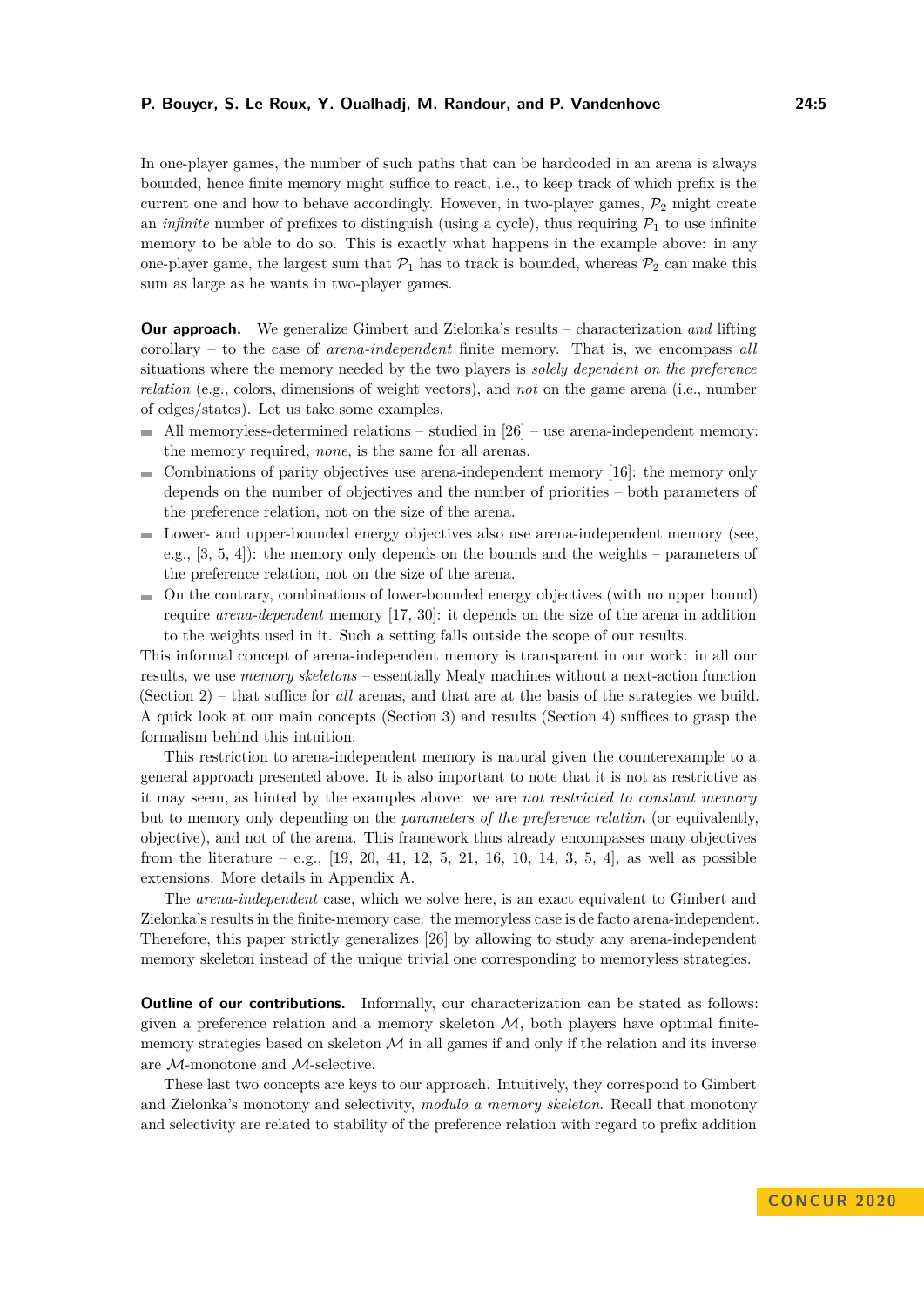In one-player games, the number of such paths that can be hardcoded in an arena is always bounded, hence finite memory might suffice to react, i.e., to keep track of which prefix is the current one and how to behave accordingly. However, in two-player games, $\mathcal{P}_2$ might create an *infinite* number of prefixes to distinguish (using a cycle), thus requiring $\mathcal{P}_1$ to use infinite memory to be able to do so. This is exactly what happens in the example above: in any one-player game, the largest sum that $\mathcal{P}_1$ has to track is bounded, whereas $\mathcal{P}_2$ can make this sum as large as he wants in two-player games.

**Our approach.** We generalize Gimbert and Zielonka's results – characterization *and* lifting corollary – to the case of *arena-independent* finite memory. That is, we encompass *all* situations where the memory needed by the two players is *solely dependent on the preference relation* (e.g., colors, dimensions of weight vectors), and *not* on the game arena (i.e., number of edges/states). Let us take some examples.

- All memoryless-determined relations – studied in [26] – use arena-independent memory: the memory required, *none*, is the same for all arenas.
- Combinations of parity objectives use arena-independent memory [16]: the memory only depends on the number of objectives and the number of priorities – both parameters of the preference relation, not on the size of the arena.
- Lower- and upper-bounded energy objectives also use arena-independent memory (see, e.g., [3, 5, 4]): the memory only depends on the bounds and the weights – parameters of the preference relation, not on the size of the arena.
- On the contrary, combinations of lower-bounded energy objectives (with no upper bound) require *arena-dependent* memory [17, 30]: it depends on the size of the arena in addition to the weights used in it. Such a setting falls outside the scope of our results.

This informal concept of arena-independent memory is transparent in our work: in all our results, we use *memory skeletons* – essentially Mealy machines without a next-action function (Section 2) – that suffice for *all* arenas, and that are at the basis of the strategies we build. A quick look at our main concepts (Section 3) and results (Section 4) suffices to grasp the formalism behind this intuition.

This restriction to arena-independent memory is natural given the counterexample to a general approach presented above. It is also important to note that it is not as restrictive as it may seem, as hinted by the examples above: we are *not restricted to constant memory* but to memory only depending on the *parameters of the preference relation* (or equivalently, objective), and not of the arena. This framework thus already encompasses many objectives from the literature – e.g., [19, 20, 41, 12, 5, 21, 16, 10, 14, 3, 5, 4], as well as possible extensions. More details in Appendix A.

The *arena-independent* case, which we solve here, is an exact equivalent to Gimbert and Zielonka's results in the finite-memory case: the memoryless case is de facto arena-independent. Therefore, this paper strictly generalizes [26] by allowing to study any arena-independent memory skeleton instead of the unique trivial one corresponding to memoryless strategies.

**Outline of our contributions.** Informally, our characterization can be stated as follows: given a preference relation and a memory skeleton $\mathcal{M}$, both players have optimal finite-memory strategies based on skeleton $\mathcal{M}$ in all games if and only if the relation and its inverse are $\mathcal{M}$-monotone and $\mathcal{M}$-selective.

These last two concepts are keys to our approach. Intuitively, they correspond to Gimbert and Zielonka's monotony and selectivity, *modulo a memory skeleton*. Recall that monotony and selectivity are related to stability of the preference relation with regard to prefix addition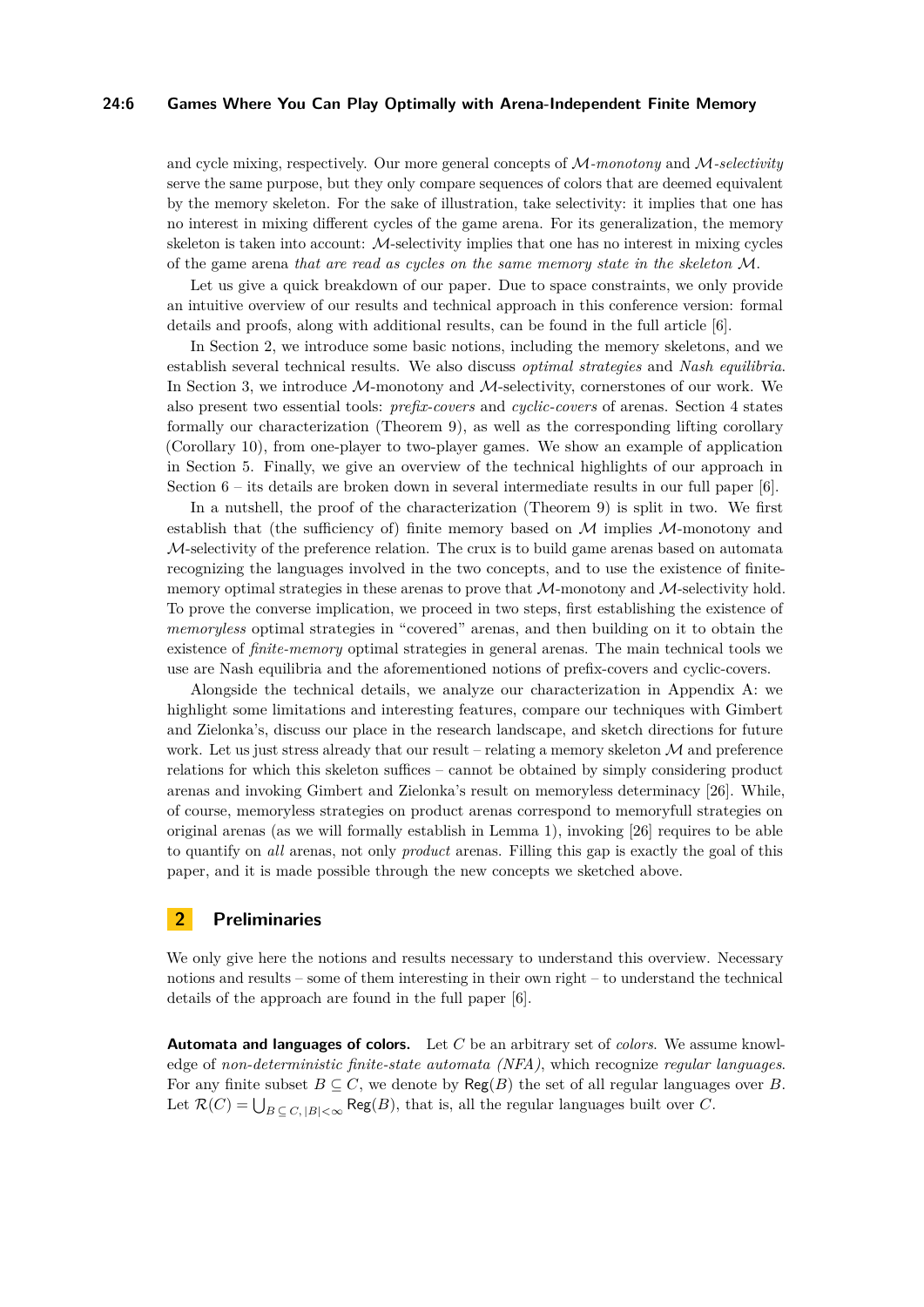and cycle mixing, respectively. Our more general concepts of $\mathcal{M}$*-monotony* and $\mathcal{M}$*-selectivity* serve the same purpose, but they only compare sequences of colors that are deemed equivalent by the memory skeleton. For the sake of illustration, take selectivity: it implies that one has no interest in mixing different cycles of the game arena. For its generalization, the memory skeleton is taken into account: $\mathcal{M}$-selectivity implies that one has no interest in mixing cycles of the game arena *that are read as cycles on the same memory state in the skeleton* $\mathcal{M}$.

Let us give a quick breakdown of our paper. Due to space constraints, we only provide an intuitive overview of our results and technical approach in this conference version: formal details and proofs, along with additional results, can be found in the full article [6].

In Section 2, we introduce some basic notions, including the memory skeletons, and we establish several technical results. We also discuss *optimal strategies* and *Nash equilibria*. In Section 3, we introduce $\mathcal{M}$-monotony and $\mathcal{M}$-selectivity, cornerstones of our work. We also present two essential tools: *prefix-covers* and *cyclic-covers* of arenas. Section 4 states formally our characterization (Theorem 9), as well as the corresponding lifting corollary (Corollary 10), from one-player to two-player games. We show an example of application in Section 5. Finally, we give an overview of the technical highlights of our approach in Section 6 – its details are broken down in several intermediate results in our full paper [6].

In a nutshell, the proof of the characterization (Theorem 9) is split in two. We first establish that (the sufficiency of) finite memory based on $\mathcal{M}$ implies $\mathcal{M}$-monotony and $\mathcal{M}$-selectivity of the preference relation. The crux is to build game arenas based on automata recognizing the languages involved in the two concepts, and to use the existence of finite-memory optimal strategies in these arenas to prove that $\mathcal{M}$-monotony and $\mathcal{M}$-selectivity hold. To prove the converse implication, we proceed in two steps, first establishing the existence of *memoryless* optimal strategies in "covered" arenas, and then building on it to obtain the existence of *finite-memory* optimal strategies in general arenas. The main technical tools we use are Nash equilibria and the aforementioned notions of prefix-covers and cyclic-covers.

Alongside the technical details, we analyze our characterization in Appendix A: we highlight some limitations and interesting features, compare our techniques with Gimbert and Zielonka's, discuss our place in the research landscape, and sketch directions for future work. Let us just stress already that our result – relating a memory skeleton $\mathcal{M}$ and preference relations for which this skeleton suffices – cannot be obtained by simply considering product arenas and invoking Gimbert and Zielonka's result on memoryless determinacy [26]. While, of course, memoryless strategies on product arenas correspond to memoryfull strategies on original arenas (as we will formally establish in Lemma 1), invoking [26] requires to be able to quantify on *all* arenas, not only *product* arenas. Filling this gap is exactly the goal of this paper, and it is made possible through the new concepts we sketched above.

## 2 Preliminaries

We only give here the notions and results necessary to understand this overview. Necessary notions and results – some of them interesting in their own right – to understand the technical details of the approach are found in the full paper [6].

**Automata and languages of colors.** Let $C$ be an arbitrary set of *colors*. We assume knowledge of *non-deterministic finite-state automata (NFA)*, which recognize *regular languages*. For any finite subset $B \subseteq C$, we denote by $\mathsf{Reg}(B)$ the set of all regular languages over $B$. Let $\mathcal{R}(C) = \bigcup_{B \subseteq C, |B| < \infty} \mathsf{Reg}(B)$, that is, all the regular languages built over $C$.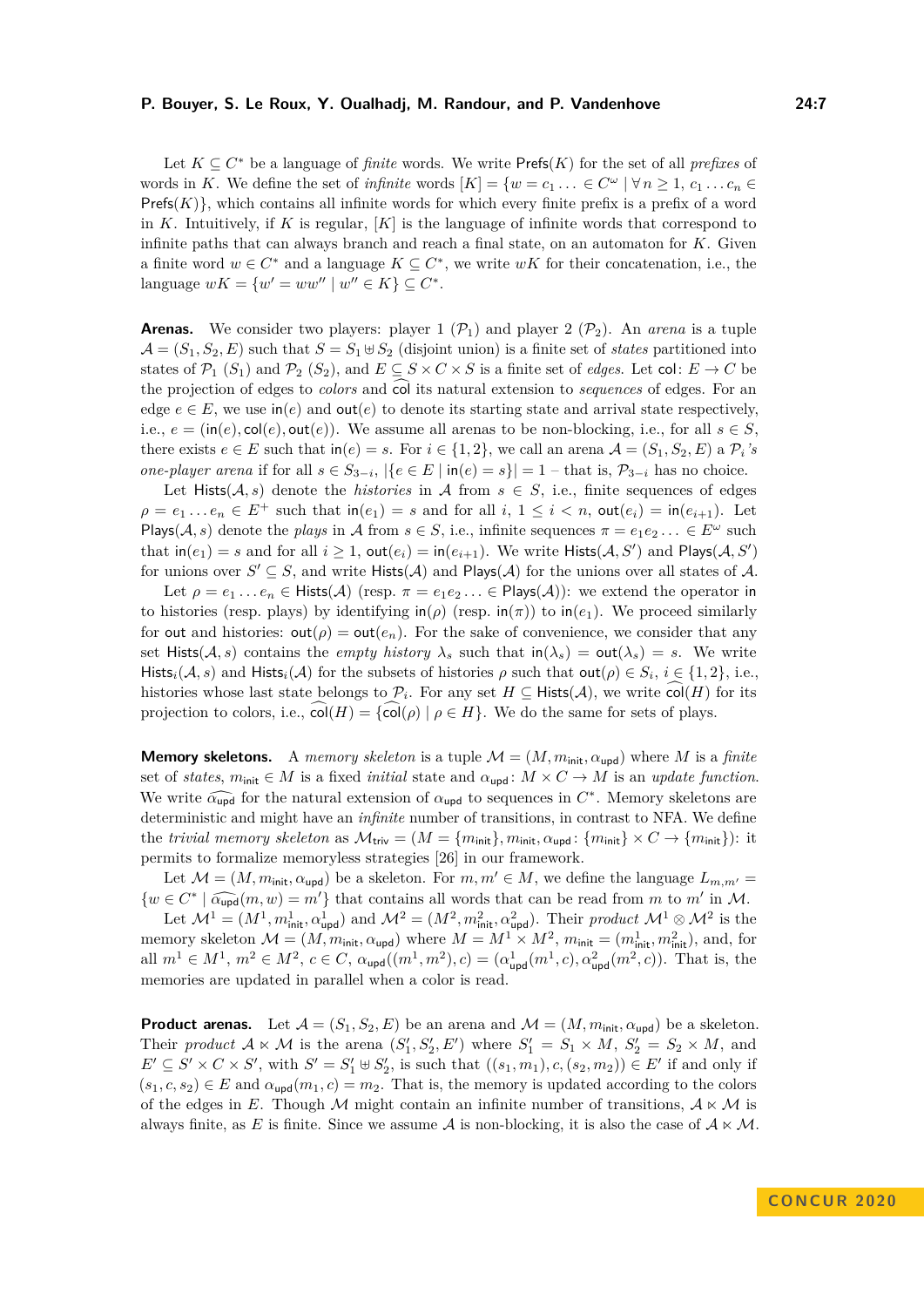Let $K \subseteq C^*$ be a language of *finite* words. We write $\mathsf{Prefs}(K)$ for the set of all *prefixes* of words in $K$. We define the set of *infinite* words $[K] = \{w = c_1 \ldots \in C^\omega \mid \forall n \geq 1,\, c_1 \ldots c_n \in \mathsf{Prefs}(K)\}$, which contains all infinite words for which every finite prefix is a prefix of a word in $K$. Intuitively, if $K$ is regular, $[K]$ is the language of infinite words that correspond to infinite paths that can always branch and reach a final state, on an automaton for $K$. Given a finite word $w \in C^*$ and a language $K \subseteq C^*$, we write $wK$ for their concatenation, i.e., the language $wK = \{w' = ww'' \mid w'' \in K\} \subseteq C^*$.

**Arenas.** We consider two players: player 1 ($\mathcal{P}_1$) and player 2 ($\mathcal{P}_2$). An *arena* is a tuple $\mathcal{A} = (S_1, S_2, E)$ such that $S = S_1 \uplus S_2$ (disjoint union) is a finite set of *states* partitioned into states of $\mathcal{P}_1$ ($S_1$) and $\mathcal{P}_2$ ($S_2$), and $E \subseteq S \times C \times S$ is a finite set of *edges*. Let $\mathsf{col}\colon E \to C$ be the projection of edges to *colors* and $\widehat{\mathsf{col}}$ its natural extension to *sequences* of edges. For an edge $e \in E$, we use $\mathsf{in}(e)$ and $\mathsf{out}(e)$ to denote its starting state and arrival state respectively, i.e., $e = (\mathsf{in}(e), \mathsf{col}(e), \mathsf{out}(e))$. We assume all arenas to be non-blocking, i.e., for all $s \in S$, there exists $e \in E$ such that $\mathsf{in}(e) = s$. For $i \in \{1, 2\}$, we call an arena $\mathcal{A} = (S_1, S_2, E)$ a $\mathcal{P}_i$*'s one-player arena* if for all $s \in S_{3-i}$, $|\{e \in E \mid \mathsf{in}(e) = s\}| = 1$ – that is, $\mathcal{P}_{3-i}$ has no choice.

Let $\mathsf{Hists}(\mathcal{A}, s)$ denote the *histories* in $\mathcal{A}$ from $s \in S$, i.e., finite sequences of edges $\rho = e_1 \ldots e_n \in E^+$ such that $\mathsf{in}(e_1) = s$ and for all $i$, $1 \leq i < n$, $\mathsf{out}(e_i) = \mathsf{in}(e_{i+1})$. Let $\mathsf{Plays}(\mathcal{A}, s)$ denote the *plays* in $\mathcal{A}$ from $s \in S$, i.e., infinite sequences $\pi = e_1 e_2 \ldots \in E^\omega$ such that $\mathsf{in}(e_1) = s$ and for all $i \geq 1$, $\mathsf{out}(e_i) = \mathsf{in}(e_{i+1})$. We write $\mathsf{Hists}(\mathcal{A}, S')$ and $\mathsf{Plays}(\mathcal{A}, S')$ for unions over $S' \subseteq S$, and write $\mathsf{Hists}(\mathcal{A})$ and $\mathsf{Plays}(\mathcal{A})$ for the unions over all states of $\mathcal{A}$.

Let $\rho = e_1 \ldots e_n \in \mathsf{Hists}(\mathcal{A})$ (resp. $\pi = e_1 e_2 \ldots \in \mathsf{Plays}(\mathcal{A})$): we extend the operator $\mathsf{in}$ to histories (resp. plays) by identifying $\mathsf{in}(\rho)$ (resp. $\mathsf{in}(\pi)$) to $\mathsf{in}(e_1)$. We proceed similarly for $\mathsf{out}$ and histories: $\mathsf{out}(\rho) = \mathsf{out}(e_n)$. For the sake of convenience, we consider that any set $\mathsf{Hists}(\mathcal{A}, s)$ contains the *empty history* $\lambda_s$ such that $\mathsf{in}(\lambda_s) = \mathsf{out}(\lambda_s) = s$. We write $\mathsf{Hists}_i(\mathcal{A}, s)$ and $\mathsf{Hists}_i(\mathcal{A})$ for the subsets of histories $\rho$ such that $\mathsf{out}(\rho) \in S_i$, $i \in \{1, 2\}$, i.e., histories whose last state belongs to $\mathcal{P}_i$. For any set $H \subseteq \mathsf{Hists}(\mathcal{A})$, we write $\widehat{\mathsf{col}}(H)$ for its projection to colors, i.e., $\widehat{\mathsf{col}}(H) = \{\widehat{\mathsf{col}}(\rho) \mid \rho \in H\}$. We do the same for sets of plays.

**Memory skeletons.** A *memory skeleton* is a tuple $\mathcal{M} = (M, m_{\mathsf{init}}, \alpha_{\mathsf{upd}})$ where $M$ is a *finite* set of *states*, $m_{\mathsf{init}} \in M$ is a fixed *initial* state and $\alpha_{\mathsf{upd}}\colon M \times C \to M$ is an *update function*. We write $\widehat{\alpha_{\mathsf{upd}}}$ for the natural extension of $\alpha_{\mathsf{upd}}$ to sequences in $C^*$. Memory skeletons are deterministic and might have an *infinite* number of transitions, in contrast to NFA. We define the *trivial memory skeleton* as $\mathcal{M}_{\mathsf{triv}} = (M = \{m_{\mathsf{init}}\}, m_{\mathsf{init}}, \alpha_{\mathsf{upd}}\colon \{m_{\mathsf{init}}\} \times C \to \{m_{\mathsf{init}}\})$: it permits to formalize memoryless strategies [26] in our framework.

Let $\mathcal{M} = (M, m_{\mathsf{init}}, \alpha_{\mathsf{upd}})$ be a skeleton. For $m, m' \in M$, we define the language $L_{m,m'} = \{w \in C^* \mid \widehat{\alpha_{\mathsf{upd}}}(m, w) = m'\}$ that contains all words that can be read from $m$ to $m'$ in $\mathcal{M}$.

Let $\mathcal{M}^1 = (M^1, m^1_{\mathsf{init}}, \alpha^1_{\mathsf{upd}})$ and $\mathcal{M}^2 = (M^2, m^2_{\mathsf{init}}, \alpha^2_{\mathsf{upd}})$. Their *product* $\mathcal{M}^1 \otimes \mathcal{M}^2$ is the memory skeleton $\mathcal{M} = (M, m_{\mathsf{init}}, \alpha_{\mathsf{upd}})$ where $M = M^1 \times M^2$, $m_{\mathsf{init}} = (m^1_{\mathsf{init}}, m^2_{\mathsf{init}})$, and, for all $m^1 \in M^1$, $m^2 \in M^2$, $c \in C$, $\alpha_{\mathsf{upd}}((m^1, m^2), c) = (\alpha^1_{\mathsf{upd}}(m^1, c), \alpha^2_{\mathsf{upd}}(m^2, c))$. That is, the memories are updated in parallel when a color is read.

**Product arenas.** Let $\mathcal{A} = (S_1, S_2, E)$ be an arena and $\mathcal{M} = (M, m_{\mathsf{init}}, \alpha_{\mathsf{upd}})$ be a skeleton. Their *product* $\mathcal{A} \ltimes \mathcal{M}$ is the arena $(S'_1, S'_2, E')$ where $S'_1 = S_1 \times M$, $S'_2 = S_2 \times M$, and $E' \subseteq S' \times C \times S'$, with $S' = S'_1 \uplus S'_2$, is such that $((s_1, m_1), c, (s_2, m_2)) \in E'$ if and only if $(s_1, c, s_2) \in E$ and $\alpha_{\mathsf{upd}}(m_1, c) = m_2$. That is, the memory is updated according to the colors of the edges in $E$. Though $\mathcal{M}$ might contain an infinite number of transitions, $\mathcal{A} \ltimes \mathcal{M}$ is always finite, as $E$ is finite. Since we assume $\mathcal{A}$ is non-blocking, it is also the case of $\mathcal{A} \ltimes \mathcal{M}$.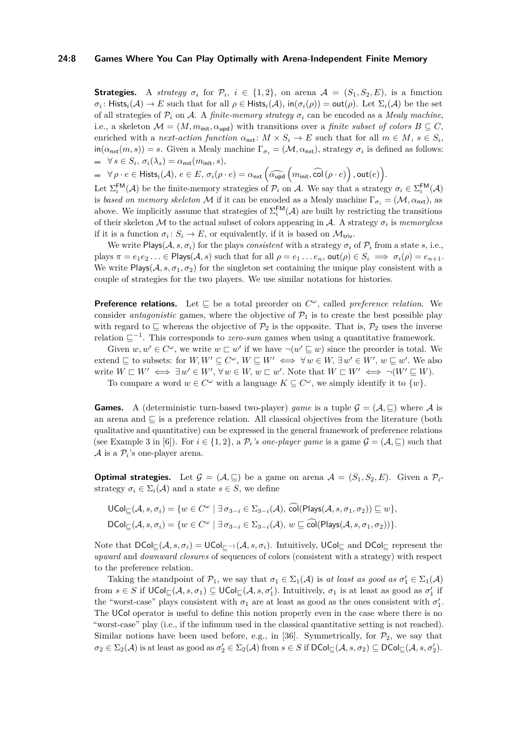**Strategies.** A *strategy* $\sigma_i$ for $\mathcal{P}_i$, $i \in \{1,2\}$, on arena $\mathcal{A} = (S_1, S_2, E)$, is a function $\sigma_i \colon \mathsf{Hists}_i(\mathcal{A}) \to E$ such that for all $\rho \in \mathsf{Hists}_i(\mathcal{A})$, $\mathsf{in}(\sigma_i(\rho)) = \mathsf{out}(\rho)$. Let $\Sigma_i(\mathcal{A})$ be the set of all strategies of $\mathcal{P}_i$ on $\mathcal{A}$. A *finite-memory strategy* $\sigma_i$ can be encoded as a *Mealy machine*, i.e., a skeleton $\mathcal{M} = (M, m_{\mathsf{init}}, \alpha_{\mathsf{upd}})$ with transitions over a *finite subset of colors* $B \subseteq C$, enriched with a *next-action function* $\alpha_{\mathsf{nxt}} \colon M \times S_i \to E$ such that for all $m \in M$, $s \in S_i$, $\mathsf{in}(\alpha_{\mathsf{nxt}}(m, s)) = s$. Given a Mealy machine $\Gamma_{\sigma_i} = (\mathcal{M}, \alpha_{\mathsf{nxt}})$, strategy $\sigma_i$ is defined as follows:

- $\forall\, s \in S_i$, $\sigma_i(\lambda_s) = \alpha_{\mathsf{nxt}}(m_{\mathsf{init}}, s)$,
- $\forall\, \rho \cdot e \in \mathsf{Hists}_i(\mathcal{A})$, $e \in E$, $\sigma_i(\rho \cdot e) = \alpha_{\mathsf{nxt}}\left(\widehat{\alpha_{\mathsf{upd}}}\left(m_{\mathsf{init}}, \widehat{\mathsf{col}}\,(\rho \cdot e)\right), \mathsf{out}(e)\right)$.

Let $\Sigma_i^{\mathsf{FM}}(\mathcal{A})$ be the finite-memory strategies of $\mathcal{P}_i$ on $\mathcal{A}$. We say that a strategy $\sigma_i \in \Sigma_i^{\mathsf{FM}}(\mathcal{A})$ is *based on memory skeleton* $\mathcal{M}$ if it can be encoded as a Mealy machine $\Gamma_{\sigma_i} = (\mathcal{M}, \alpha_{\mathsf{nxt}})$, as above. We implicitly assume that strategies of $\Sigma_i^{\mathsf{FM}}(\mathcal{A})$ are built by restricting the transitions of their skeleton $\mathcal{M}$ to the actual subset of colors appearing in $\mathcal{A}$. A strategy $\sigma_i$ is *memoryless* if it is a function $\sigma_i \colon S_i \to E$, or equivalently, if it is based on $\mathcal{M}_{\mathsf{triv}}$.

We write $\mathsf{Plays}(\mathcal{A}, s, \sigma_i)$ for the plays *consistent* with a strategy $\sigma_i$ of $\mathcal{P}_i$ from a state $s$, i.e., plays $\pi = e_1 e_2 \ldots \in \mathsf{Plays}(\mathcal{A}, s)$ such that for all $\rho = e_1 \ldots e_n$, $\mathsf{out}(\rho) \in S_i \implies \sigma_i(\rho) = e_{n+1}$. We write $\mathsf{Plays}(\mathcal{A}, s, \sigma_1, \sigma_2)$ for the singleton set containing the unique play consistent with a couple of strategies for the two players. We use similar notations for histories.

**Preference relations.** Let $\sqsubseteq$ be a total preorder on $C^\omega$, called *preference relation*. We consider *antagonistic* games, where the objective of $\mathcal{P}_1$ is to create the best possible play with regard to $\sqsubseteq$ whereas the objective of $\mathcal{P}_2$ is the opposite. That is, $\mathcal{P}_2$ uses the inverse relation $\sqsubseteq^{-1}$. This corresponds to *zero-sum* games when using a quantitative framework.

Given $w, w' \in C^\omega$, we write $w \sqsubset w'$ if we have $\neg(w' \sqsubseteq w)$ since the preorder is total. We extend $\sqsubseteq$ to subsets: for $W, W' \subseteq C^\omega$, $W \sqsubseteq W' \iff \forall\, w \in W, \exists\, w' \in W', w \sqsubseteq w'$. We also write $W \sqsubset W' \iff \exists\, w' \in W', \forall\, w \in W, w \sqsubset w'$. Note that $W \sqsubset W' \iff \neg(W' \sqsubseteq W)$.

To compare a word $w \in C^\omega$ with a language $K \subseteq C^\omega$, we simply identify it to $\{w\}$.

**Games.** A (deterministic turn-based two-player) *game* is a tuple $\mathcal{G} = (\mathcal{A}, \sqsubseteq)$ where $\mathcal{A}$ is an arena and $\sqsubseteq$ is a preference relation. All classical objectives from the literature (both qualitative and quantitative) can be expressed in the general framework of preference relations (see Example 3 in [6]). For $i \in \{1,2\}$, a $\mathcal{P}_i$*'s one-player game* is a game $\mathcal{G} = (\mathcal{A}, \sqsubseteq)$ such that $\mathcal{A}$ is a $\mathcal{P}_i$'s one-player arena.

**Optimal strategies.** Let $\mathcal{G} = (\mathcal{A}, \sqsubseteq)$ be a game on arena $\mathcal{A} = (S_1, S_2, E)$. Given a $\mathcal{P}_i$-strategy $\sigma_i \in \Sigma_i(\mathcal{A})$ and a state $s \in S$, we define

$$\mathsf{UCol}_\sqsubseteq(\mathcal{A}, s, \sigma_i) = \{w \in C^\omega \mid \exists\, \sigma_{3-i} \in \Sigma_{3-i}(\mathcal{A}),\ \widehat{\mathsf{col}}(\mathsf{Plays}(\mathcal{A}, s, \sigma_1, \sigma_2)) \sqsubseteq w\},$$

$$\mathsf{DCol}_\sqsubseteq(\mathcal{A}, s, \sigma_i) = \{w \in C^\omega \mid \exists\, \sigma_{3-i} \in \Sigma_{3-i}(\mathcal{A}),\ w \sqsubseteq \widehat{\mathsf{col}}(\mathsf{Plays}(\mathcal{A}, s, \sigma_1, \sigma_2))\}.$$

Note that $\mathsf{DCol}_\sqsubseteq(\mathcal{A}, s, \sigma_i) = \mathsf{UCol}_{\sqsubseteq^{-1}}(\mathcal{A}, s, \sigma_i)$. Intuitively, $\mathsf{UCol}_\sqsubseteq$ and $\mathsf{DCol}_\sqsubseteq$ represent the *upward* and *downward closures* of sequences of colors (consistent with a strategy) with respect to the preference relation.

Taking the standpoint of $\mathcal{P}_1$, we say that $\sigma_1 \in \Sigma_1(\mathcal{A})$ is *at least as good as* $\sigma_1' \in \Sigma_1(\mathcal{A})$ from $s \in S$ if $\mathsf{UCol}_\sqsubseteq(\mathcal{A}, s, \sigma_1) \subseteq \mathsf{UCol}_\sqsubseteq(\mathcal{A}, s, \sigma_1')$. Intuitively, $\sigma_1$ is at least as good as $\sigma_1'$ if the "worst-case" plays consistent with $\sigma_1$ are at least as good as the ones consistent with $\sigma_1'$. The $\mathsf{UCol}$ operator is useful to define this notion properly even in the case where there is no "worst-case" play (i.e., if the infimum used in the classical quantitative setting is not reached). Similar notions have been used before, e.g., in [36]. Symmetrically, for $\mathcal{P}_2$, we say that $\sigma_2 \in \Sigma_2(\mathcal{A})$ is at least as good as $\sigma_2' \in \Sigma_2(\mathcal{A})$ from $s \in S$ if $\mathsf{DCol}_\sqsubseteq(\mathcal{A}, s, \sigma_2) \subseteq \mathsf{DCol}_\sqsubseteq(\mathcal{A}, s, \sigma_2')$.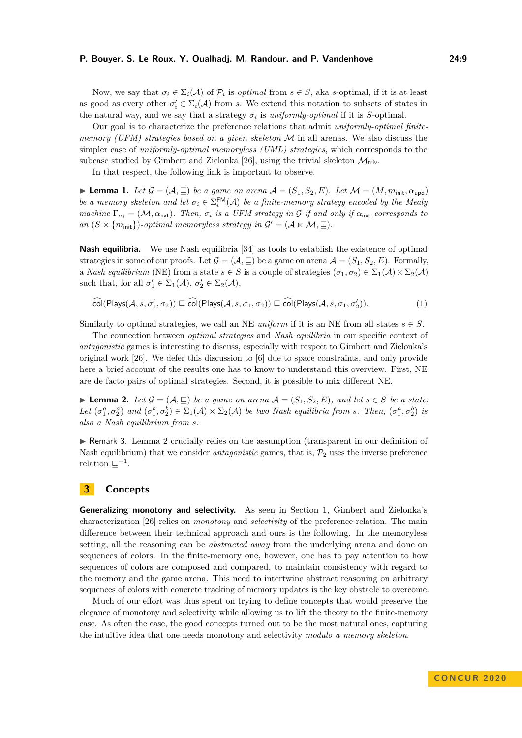Now, we say that $\sigma_i \in \Sigma_i(\mathcal{A})$ of $\mathcal{P}_i$ is *optimal* from $s \in S$, aka $s$-optimal, if it is at least as good as every other $\sigma_i' \in \Sigma_i(\mathcal{A})$ from $s$. We extend this notation to subsets of states in the natural way, and we say that a strategy $\sigma_i$ is *uniformly-optimal* if it is $S$-optimal.

Our goal is to characterize the preference relations that admit *uniformly-optimal finite-memory (UFM) strategies based on a given skeleton* $\mathcal{M}$ in all arenas. We also discuss the simpler case of *uniformly-optimal memoryless (UML) strategies*, which corresponds to the subcase studied by Gimbert and Zielonka [26], using the trivial skeleton $\mathcal{M}_{\mathsf{triv}}$.

In that respect, the following link is important to observe.

▶ **Lemma 1.** *Let $\mathcal{G} = (\mathcal{A}, \sqsubseteq)$ be a game on arena $\mathcal{A} = (S_1, S_2, E)$. Let $\mathcal{M} = (M, m_{\mathsf{init}}, \alpha_{\mathsf{upd}})$ be a memory skeleton and let $\sigma_i \in \Sigma_i^{\mathsf{FM}}(\mathcal{A})$ be a finite-memory strategy encoded by the Mealy machine $\Gamma_{\sigma_i} = (\mathcal{M}, \alpha_{\mathsf{nxt}})$. Then, $\sigma_i$ is a UFM strategy in $\mathcal{G}$ if and only if $\alpha_{\mathsf{nxt}}$ corresponds to an $(S \times \{m_{\mathsf{init}}\})$-optimal memoryless strategy in $\mathcal{G}' = (\mathcal{A} \ltimes \mathcal{M}, \sqsubseteq)$.*

**Nash equilibria.** We use Nash equilibria [34] as tools to establish the existence of optimal strategies in some of our proofs. Let $\mathcal{G} = (\mathcal{A}, \sqsubseteq)$ be a game on arena $\mathcal{A} = (S_1, S_2, E)$. Formally, a *Nash equilibrium* (NE) from a state $s \in S$ is a couple of strategies $(\sigma_1, \sigma_2) \in \Sigma_1(\mathcal{A}) \times \Sigma_2(\mathcal{A})$ such that, for all $\sigma_1' \in \Sigma_1(\mathcal{A})$, $\sigma_2' \in \Sigma_2(\mathcal{A})$,

$$\widehat{\mathsf{col}}(\mathsf{Plays}(\mathcal{A}, s, \sigma_1', \sigma_2)) \sqsubseteq \widehat{\mathsf{col}}(\mathsf{Plays}(\mathcal{A}, s, \sigma_1, \sigma_2)) \sqsubseteq \widehat{\mathsf{col}}(\mathsf{Plays}(\mathcal{A}, s, \sigma_1, \sigma_2')). \tag{1}$$

Similarly to optimal strategies, we call an NE *uniform* if it is an NE from all states $s \in S$.

The connection between *optimal strategies* and *Nash equilibria* in our specific context of *antagonistic* games is interesting to discuss, especially with respect to Gimbert and Zielonka's original work [26]. We defer this discussion to [6] due to space constraints, and only provide here a brief account of the results one has to know to understand this overview. First, NE are de facto pairs of optimal strategies. Second, it is possible to mix different NE.

▶ **Lemma 2.** *Let $\mathcal{G} = (\mathcal{A}, \sqsubseteq)$ be a game on arena $\mathcal{A} = (S_1, S_2, E)$, and let $s \in S$ be a state. Let $(\sigma_1^a, \sigma_2^a)$ and $(\sigma_1^b, \sigma_2^b) \in \Sigma_1(\mathcal{A}) \times \Sigma_2(\mathcal{A})$ be two Nash equilibria from $s$. Then, $(\sigma_1^a, \sigma_2^b)$ is also a Nash equilibrium from $s$.*

▶ Remark 3. Lemma 2 crucially relies on the assumption (transparent in our definition of Nash equilibrium) that we consider *antagonistic* games, that is, $\mathcal{P}_2$ uses the inverse preference relation $\sqsubseteq^{-1}$.

## 3 Concepts

**Generalizing monotony and selectivity.** As seen in Section 1, Gimbert and Zielonka's characterization [26] relies on *monotony* and *selectivity* of the preference relation. The main difference between their technical approach and ours is the following. In the memoryless setting, all the reasoning can be *abstracted away* from the underlying arena and done on sequences of colors. In the finite-memory one, however, one has to pay attention to how sequences of colors are composed and compared, to maintain consistency with regard to the memory and the game arena. This need to intertwine abstract reasoning on arbitrary sequences of colors with concrete tracking of memory updates is the key obstacle to overcome.

Much of our effort was thus spent on trying to define concepts that would preserve the elegance of monotony and selectivity while allowing us to lift the theory to the finite-memory case. As often the case, the good concepts turned out to be the most natural ones, capturing the intuitive idea that one needs monotony and selectivity *modulo a memory skeleton*.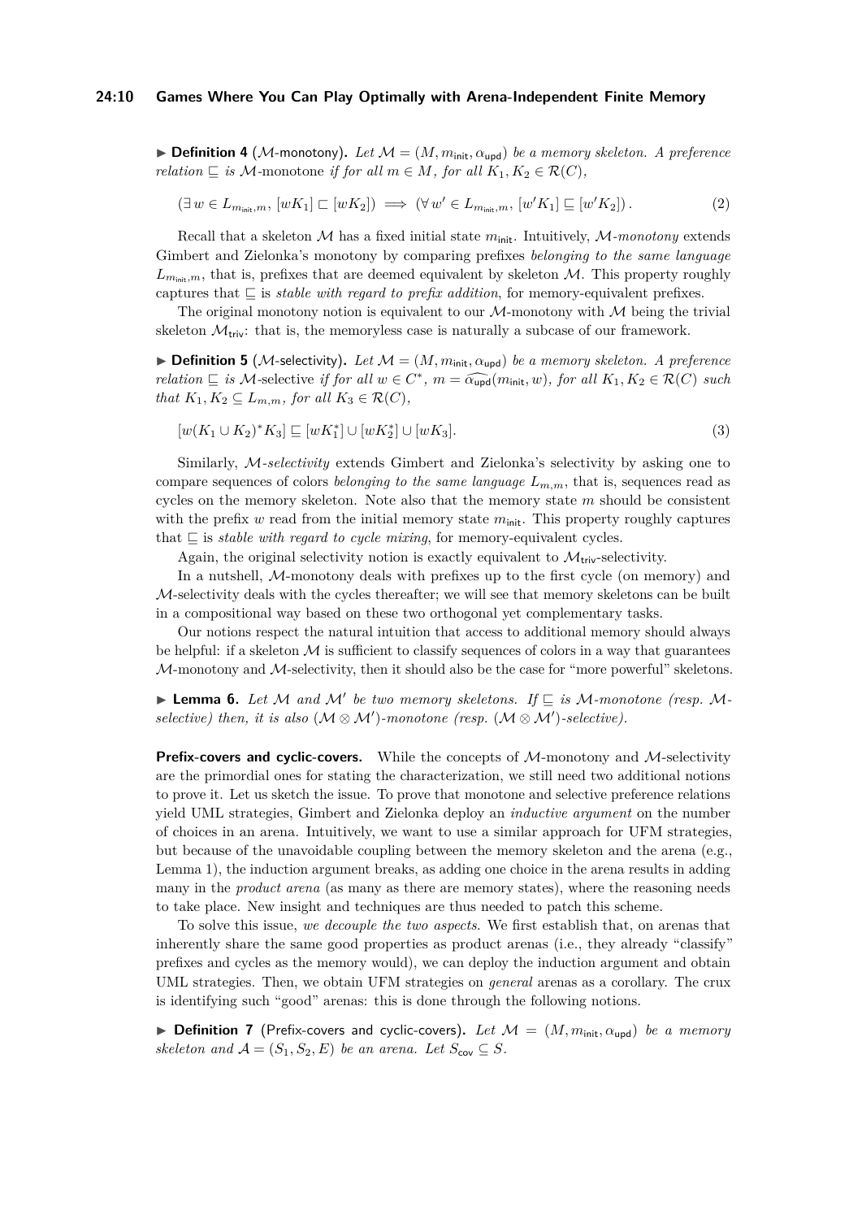▶ **Definition 4** ($\mathcal{M}$-monotony)**.** *Let $\mathcal{M} = (M, m_{\mathsf{init}}, \alpha_{\mathsf{upd}})$ be a memory skeleton. A preference relation $\sqsubseteq$ is $\mathcal{M}$-*monotone *if for all $m \in M$, for all $K_1, K_2 \in \mathcal{R}(C)$,*

$$(\exists\, w \in L_{m_{\mathsf{init}},m},\, [wK_1] \sqsubset [wK_2]) \implies (\forall\, w' \in L_{m_{\mathsf{init}},m},\, [w'K_1] \sqsubseteq [w'K_2])\,. \tag{2}$$

Recall that a skeleton $\mathcal{M}$ has a fixed initial state $m_{\mathsf{init}}$. Intuitively, $\mathcal{M}$-*monotony* extends Gimbert and Zielonka's monotony by comparing prefixes *belonging to the same language* $L_{m_{\mathsf{init}},m}$, that is, prefixes that are deemed equivalent by skeleton $\mathcal{M}$. This property roughly captures that $\sqsubseteq$ is *stable with regard to prefix addition*, for memory-equivalent prefixes.

The original monotony notion is equivalent to our $\mathcal{M}$-monotony with $\mathcal{M}$ being the trivial skeleton $\mathcal{M}_{\mathsf{triv}}$: that is, the memoryless case is naturally a subcase of our framework.

▶ **Definition 5** ($\mathcal{M}$-selectivity)**.** *Let $\mathcal{M} = (M, m_{\mathsf{init}}, \alpha_{\mathsf{upd}})$ be a memory skeleton. A preference relation $\sqsubseteq$ is $\mathcal{M}$-*selective *if for all $w \in C^*$, $m = \widehat{\alpha_{\mathsf{upd}}}(m_{\mathsf{init}}, w)$, for all $K_1, K_2 \in \mathcal{R}(C)$ such that $K_1, K_2 \subseteq L_{m,m}$, for all $K_3 \in \mathcal{R}(C)$,*

$$[w(K_1 \cup K_2)^* K_3] \sqsubseteq [wK_1^*] \cup [wK_2^*] \cup [wK_3]. \tag{3}$$

Similarly, $\mathcal{M}$-*selectivity* extends Gimbert and Zielonka's selectivity by asking one to compare sequences of colors *belonging to the same language* $L_{m,m}$, that is, sequences read as cycles on the memory skeleton. Note also that the memory state $m$ should be consistent with the prefix $w$ read from the initial memory state $m_{\mathsf{init}}$. This property roughly captures that $\sqsubseteq$ is *stable with regard to cycle mixing*, for memory-equivalent cycles.

Again, the original selectivity notion is exactly equivalent to $\mathcal{M}_{\mathsf{triv}}$-selectivity.

In a nutshell, $\mathcal{M}$-monotony deals with prefixes up to the first cycle (on memory) and $\mathcal{M}$-selectivity deals with the cycles thereafter; we will see that memory skeletons can be built in a compositional way based on these two orthogonal yet complementary tasks.

Our notions respect the natural intuition that access to additional memory should always be helpful: if a skeleton $\mathcal{M}$ is sufficient to classify sequences of colors in a way that guarantees $\mathcal{M}$-monotony and $\mathcal{M}$-selectivity, then it should also be the case for "more powerful" skeletons.

▶ **Lemma 6.** *Let $\mathcal{M}$ and $\mathcal{M}'$ be two memory skeletons. If $\sqsubseteq$ is $\mathcal{M}$-monotone (resp. $\mathcal{M}$-selective) then, it is also $(\mathcal{M} \otimes \mathcal{M}')$-monotone (resp. $(\mathcal{M} \otimes \mathcal{M}')$-selective).*

**Prefix-covers and cyclic-covers.** While the concepts of $\mathcal{M}$-monotony and $\mathcal{M}$-selectivity are the primordial ones for stating the characterization, we still need two additional notions to prove it. Let us sketch the issue. To prove that monotone and selective preference relations yield UML strategies, Gimbert and Zielonka deploy an *inductive argument* on the number of choices in an arena. Intuitively, we want to use a similar approach for UFM strategies, but because of the unavoidable coupling between the memory skeleton and the arena (e.g., Lemma 1), the induction argument breaks, as adding one choice in the arena results in adding many in the *product arena* (as many as there are memory states), where the reasoning needs to take place. New insight and techniques are thus needed to patch this scheme.

To solve this issue, *we decouple the two aspects.* We first establish that, on arenas that inherently share the same good properties as product arenas (i.e., they already "classify" prefixes and cycles as the memory would), we can deploy the induction argument and obtain UML strategies. Then, we obtain UFM strategies on *general* arenas as a corollary. The crux is identifying such "good" arenas: this is done through the following notions.

▶ **Definition 7** (Prefix-covers and cyclic-covers)**.** *Let $\mathcal{M} = (M, m_{\mathsf{init}}, \alpha_{\mathsf{upd}})$ be a memory skeleton and $\mathcal{A} = (S_1, S_2, E)$ be an arena. Let $S_{\mathsf{cov}} \subseteq S$.*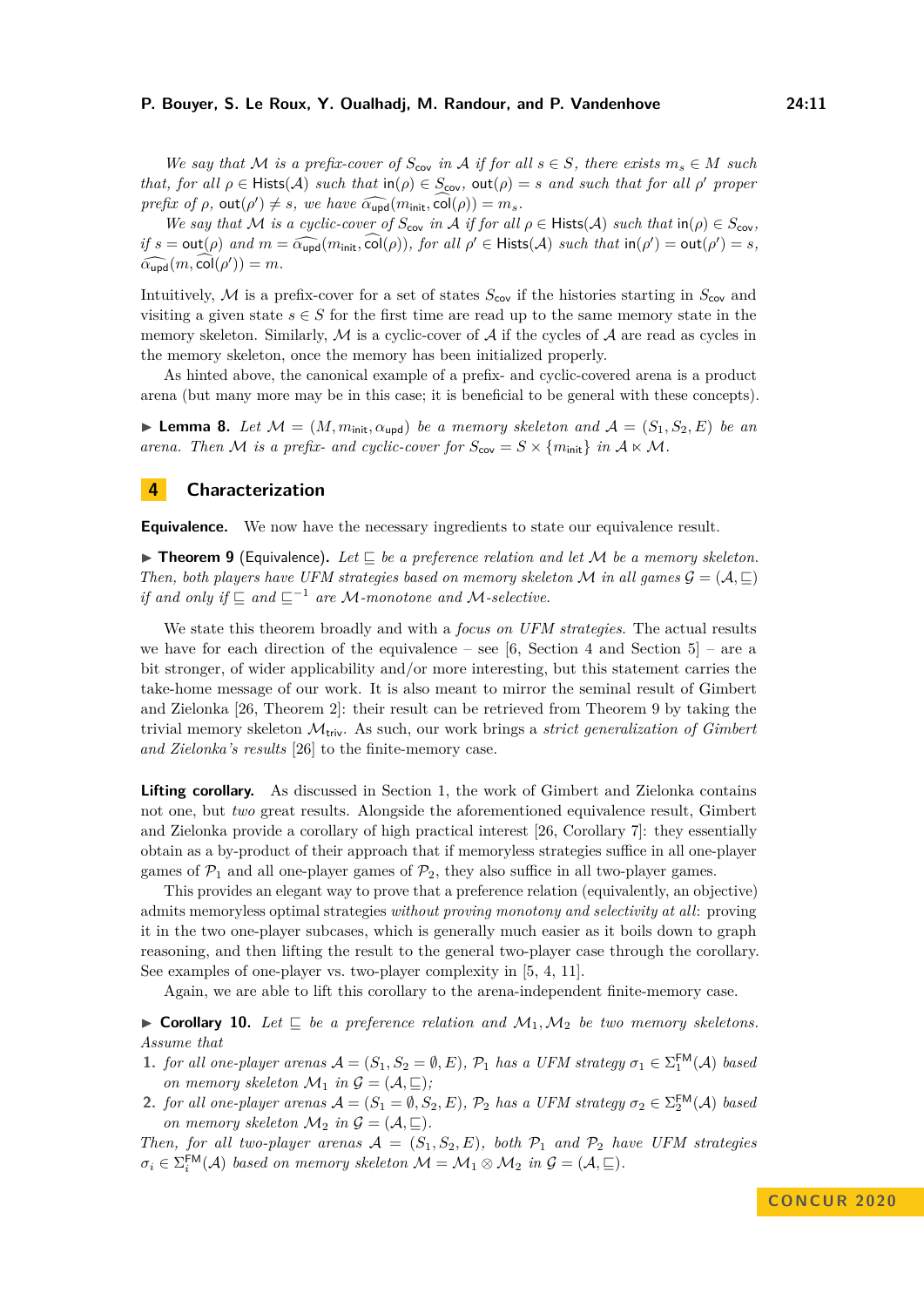*We say that $\mathcal{M}$ is a prefix-cover of $S_{\mathsf{cov}}$ in $\mathcal{A}$ if for all $s \in S$, there exists $m_s \in M$ such that, for all $\rho \in \mathsf{Hists}(\mathcal{A})$ such that $\mathsf{in}(\rho) \in S_{\mathsf{cov}}$, $\mathsf{out}(\rho) = s$ and such that for all $\rho'$ proper prefix of $\rho$, $\mathsf{out}(\rho') \neq s$, we have $\widehat{\alpha_{\mathsf{upd}}}(m_{\mathsf{init}}, \widehat{\mathsf{col}}(\rho)) = m_s$.*

*We say that $\mathcal{M}$ is a cyclic-cover of $S_{\mathsf{cov}}$ in $\mathcal{A}$ if for all $\rho \in \mathsf{Hists}(\mathcal{A})$ such that $\mathsf{in}(\rho) \in S_{\mathsf{cov}}$, if $s = \mathsf{out}(\rho)$ and $m = \widehat{\alpha_{\mathsf{upd}}}(m_{\mathsf{init}}, \widehat{\mathsf{col}}(\rho))$, for all $\rho' \in \mathsf{Hists}(\mathcal{A})$ such that $\mathsf{in}(\rho') = \mathsf{out}(\rho') = s$, $\widehat{\alpha_{\mathsf{upd}}}(m, \widehat{\mathsf{col}}(\rho')) = m$.*

Intuitively, $\mathcal{M}$ is a prefix-cover for a set of states $S_{\mathsf{cov}}$ if the histories starting in $S_{\mathsf{cov}}$ and visiting a given state $s \in S$ for the first time are read up to the same memory state in the memory skeleton. Similarly, $\mathcal{M}$ is a cyclic-cover of $\mathcal{A}$ if the cycles of $\mathcal{A}$ are read as cycles in the memory skeleton, once the memory has been initialized properly.

As hinted above, the canonical example of a prefix- and cyclic-covered arena is a product arena (but many more may be in this case; it is beneficial to be general with these concepts).

▶ **Lemma 8.** *Let $\mathcal{M} = (M, m_{\mathsf{init}}, \alpha_{\mathsf{upd}})$ be a memory skeleton and $\mathcal{A} = (S_1, S_2, E)$ be an arena. Then $\mathcal{M}$ is a prefix- and cyclic-cover for $S_{\mathsf{cov}} = S \times \{m_{\mathsf{init}}\}$ in $\mathcal{A} \ltimes \mathcal{M}$.*

## 4 Characterization

**Equivalence.** We now have the necessary ingredients to state our equivalence result.

▶ **Theorem 9** (Equivalence)**.** *Let $\sqsubseteq$ be a preference relation and let $\mathcal{M}$ be a memory skeleton. Then, both players have UFM strategies based on memory skeleton $\mathcal{M}$ in all games $\mathcal{G} = (\mathcal{A}, \sqsubseteq)$ if and only if $\sqsubseteq$ and $\sqsubseteq^{-1}$ are $\mathcal{M}$-monotone and $\mathcal{M}$-selective.*

We state this theorem broadly and with a *focus on UFM strategies*. The actual results we have for each direction of the equivalence – see [6, Section 4 and Section 5] – are a bit stronger, of wider applicability and/or more interesting, but this statement carries the take-home message of our work. It is also meant to mirror the seminal result of Gimbert and Zielonka [26, Theorem 2]: their result can be retrieved from Theorem 9 by taking the trivial memory skeleton $\mathcal{M}_{\mathsf{triv}}$. As such, our work brings a *strict generalization of Gimbert and Zielonka's results* [26] to the finite-memory case.

**Lifting corollary.** As discussed in Section 1, the work of Gimbert and Zielonka contains not one, but *two* great results. Alongside the aforementioned equivalence result, Gimbert and Zielonka provide a corollary of high practical interest [26, Corollary 7]: they essentially obtain as a by-product of their approach that if memoryless strategies suffice in all one-player games of $\mathcal{P}_1$ and all one-player games of $\mathcal{P}_2$, they also suffice in all two-player games.

This provides an elegant way to prove that a preference relation (equivalently, an objective) admits memoryless optimal strategies *without proving monotony and selectivity at all*: proving it in the two one-player subcases, which is generally much easier as it boils down to graph reasoning, and then lifting the result to the general two-player case through the corollary. See examples of one-player vs. two-player complexity in [5, 4, 11].

Again, we are able to lift this corollary to the arena-independent finite-memory case.

▶ **Corollary 10.** *Let $\sqsubseteq$ be a preference relation and $\mathcal{M}_1, \mathcal{M}_2$ be two memory skeletons. Assume that*

1. *for all one-player arenas $\mathcal{A} = (S_1, S_2 = \emptyset, E)$, $\mathcal{P}_1$ has a UFM strategy $\sigma_1 \in \Sigma_1^{\mathsf{FM}}(\mathcal{A})$ based on memory skeleton $\mathcal{M}_1$ in $\mathcal{G} = (\mathcal{A}, \sqsubseteq)$;*
2. *for all one-player arenas $\mathcal{A} = (S_1 = \emptyset, S_2, E)$, $\mathcal{P}_2$ has a UFM strategy $\sigma_2 \in \Sigma_2^{\mathsf{FM}}(\mathcal{A})$ based on memory skeleton $\mathcal{M}_2$ in $\mathcal{G} = (\mathcal{A}, \sqsubseteq)$.*

*Then, for all two-player arenas $\mathcal{A} = (S_1, S_2, E)$, both $\mathcal{P}_1$ and $\mathcal{P}_2$ have UFM strategies $\sigma_i \in \Sigma_i^{\mathsf{FM}}(\mathcal{A})$ based on memory skeleton $\mathcal{M} = \mathcal{M}_1 \otimes \mathcal{M}_2$ in $\mathcal{G} = (\mathcal{A}, \sqsubseteq)$.*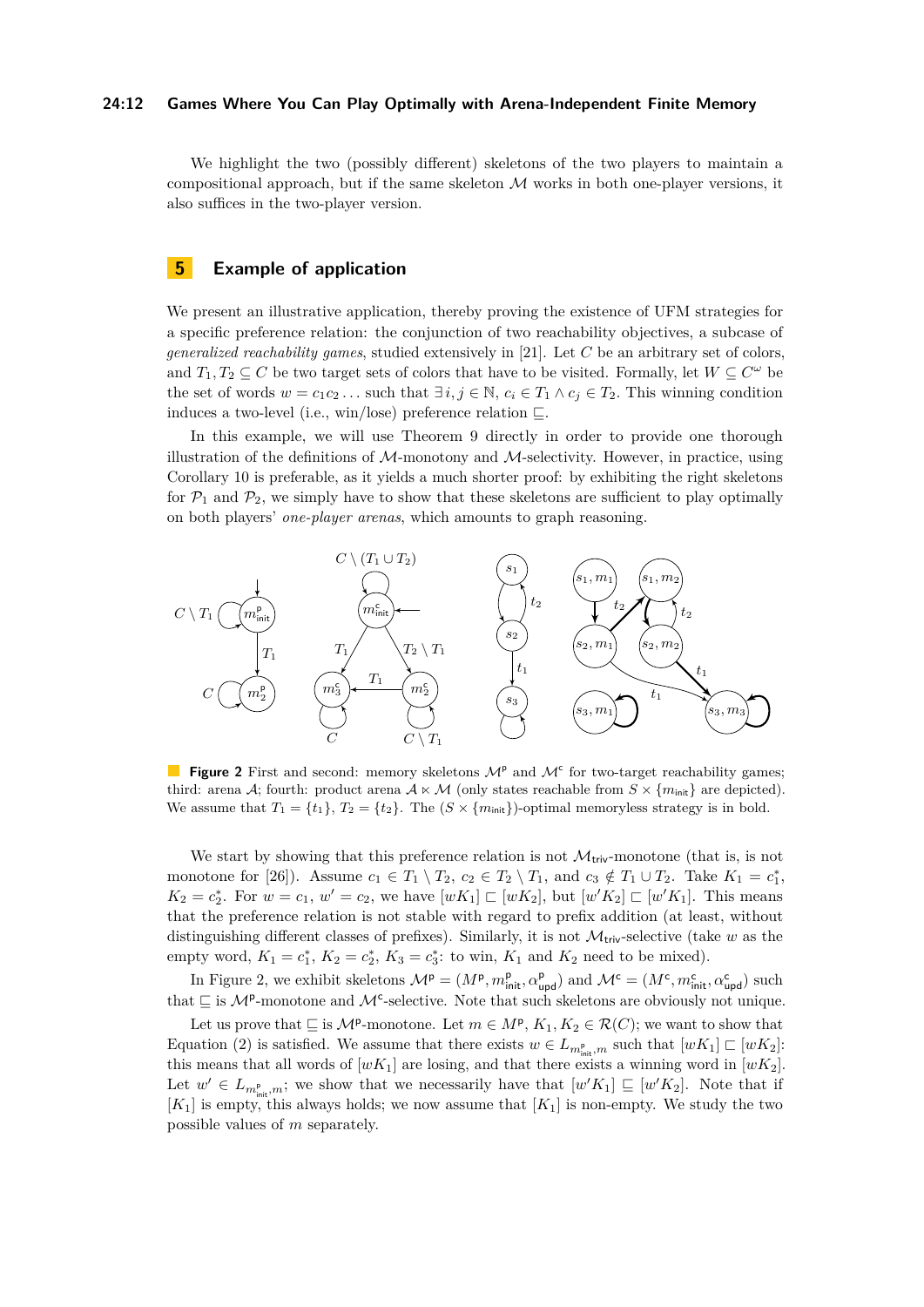We highlight the two (possibly different) skeletons of the two players to maintain a compositional approach, but if the same skeleton $\mathcal{M}$ works in both one-player versions, it also suffices in the two-player version.

## 5 Example of application

We present an illustrative application, thereby proving the existence of UFM strategies for a specific preference relation: the conjunction of two reachability objectives, a subcase of *generalized reachability games*, studied extensively in [21]. Let $C$ be an arbitrary set of colors, and $T_1, T_2 \subseteq C$ be two target sets of colors that have to be visited. Formally, let $W \subseteq C^\omega$ be the set of words $w = c_1c_2\ldots$ such that $\exists i, j \in \mathbb{N}$, $c_i \in T_1 \wedge c_j \in T_2$. This winning condition induces a two-level (i.e., win/lose) preference relation $\sqsubseteq$.

In this example, we will use Theorem 9 directly in order to provide one thorough illustration of the definitions of $\mathcal{M}$-monotony and $\mathcal{M}$-selectivity. However, in practice, using Corollary 10 is preferable, as it yields a much shorter proof: by exhibiting the right skeletons for $\mathcal{P}_1$ and $\mathcal{P}_2$, we simply have to show that these skeletons are sufficient to play optimally on both players' *one-player arenas*, which amounts to graph reasoning.

**Figure 2** First and second: memory skeletons $\mathcal{M}^{\mathsf{p}}$ and $\mathcal{M}^{\mathsf{c}}$ for two-target reachability games; third: arena $\mathcal{A}$; fourth: product arena $\mathcal{A} \ltimes \mathcal{M}$ (only states reachable from $S \times \{m_{\mathsf{init}}\}$ are depicted). We assume that $T_1 = \{t_1\}$, $T_2 = \{t_2\}$. The $(S \times \{m_{\mathsf{init}}\})$-optimal memoryless strategy is in bold.

We start by showing that this preference relation is not $\mathcal{M}_{\mathsf{triv}}$-monotone (that is, is not monotone for [26]). Assume $c_1 \in T_1 \setminus T_2$, $c_2 \in T_2 \setminus T_1$, and $c_3 \notin T_1 \cup T_2$. Take $K_1 = c_1^*$, $K_2 = c_2^*$. For $w = c_1$, $w' = c_2$, we have $[wK_1] \sqsubset [wK_2]$, but $[w'K_2] \sqsubset [w'K_1]$. This means that the preference relation is not stable with regard to prefix addition (at least, without distinguishing different classes of prefixes). Similarly, it is not $\mathcal{M}_{\mathsf{triv}}$-selective (take $w$ as the empty word, $K_1 = c_1^*$, $K_2 = c_2^*$, $K_3 = c_3^*$: to win, $K_1$ and $K_2$ need to be mixed).

In Figure 2, we exhibit skeletons $\mathcal{M}^{\mathsf{p}} = (M^{\mathsf{p}}, m^{\mathsf{p}}_{\mathsf{init}}, \alpha^{\mathsf{p}}_{\mathsf{upd}})$ and $\mathcal{M}^{\mathsf{c}} = (M^{\mathsf{c}}, m^{\mathsf{c}}_{\mathsf{init}}, \alpha^{\mathsf{c}}_{\mathsf{upd}})$ such that $\sqsubseteq$ is $\mathcal{M}^{\mathsf{p}}$-monotone and $\mathcal{M}^{\mathsf{c}}$-selective. Note that such skeletons are obviously not unique.

Let us prove that $\sqsubseteq$ is $\mathcal{M}^{\mathsf{p}}$-monotone. Let $m \in M^{\mathsf{p}}$, $K_1, K_2 \in \mathcal{R}(C)$; we want to show that Equation (2) is satisfied. We assume that there exists $w \in L_{m^{\mathsf{p}}_{\mathsf{init}}, m}$ such that $[wK_1] \sqsubset [wK_2]$: this means that all words of $[wK_1]$ are losing, and that there exists a winning word in $[wK_2]$. Let $w' \in L_{m^{\mathsf{p}}_{\mathsf{init}}, m}$; we show that we necessarily have that $[w'K_1] \sqsubseteq [w'K_2]$. Note that if $[K_1]$ is empty, this always holds; we now assume that $[K_1]$ is non-empty. We study the two possible values of $m$ separately.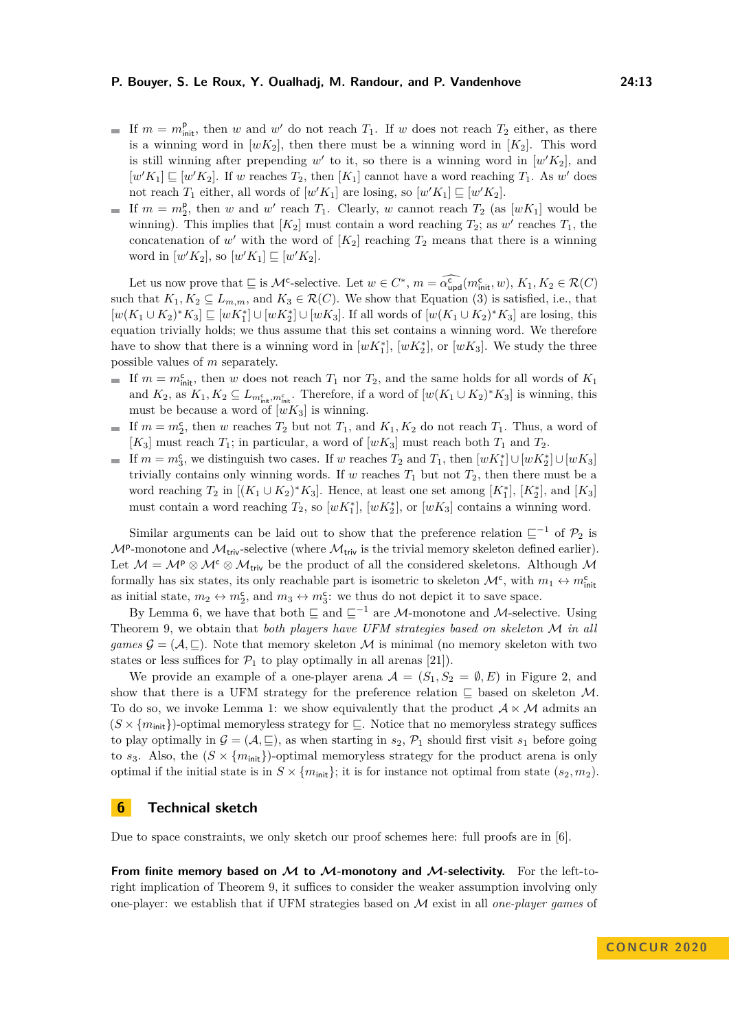- If $m = m^{\mathsf{p}}_{\mathsf{init}}$, then $w$ and $w'$ do not reach $T_1$. If $w$ does not reach $T_2$ either, as there is a winning word in $[wK_2]$, then there must be a winning word in $[K_2]$. This word is still winning after prepending $w'$ to it, so there is a winning word in $[w'K_2]$, and $[w'K_1] \sqsubseteq [w'K_2]$. If $w$ reaches $T_2$, then $[K_1]$ cannot have a word reaching $T_1$. As $w'$ does not reach $T_1$ either, all words of $[w'K_1]$ are losing, so $[w'K_1] \sqsubseteq [w'K_2]$.
- If $m = m^{\mathsf{p}}_2$, then $w$ and $w'$ reach $T_1$. Clearly, $w$ cannot reach $T_2$ (as $[wK_1]$ would be winning). This implies that $[K_2]$ must contain a word reaching $T_2$; as $w'$ reaches $T_1$, the concatenation of $w'$ with the word of $[K_2]$ reaching $T_2$ means that there is a winning word in $[w'K_2]$, so $[w'K_1] \sqsubseteq [w'K_2]$.

Let us now prove that $\sqsubseteq$ is $\mathcal{M}^{\mathsf{c}}$-selective. Let $w \in C^*$, $m = \widehat{\alpha^{\mathsf{c}}_{\mathsf{upd}}}(m^{\mathsf{c}}_{\mathsf{init}}, w)$, $K_1, K_2 \in \mathcal{R}(C)$ such that $K_1, K_2 \subseteq L_{m,m}$, and $K_3 \in \mathcal{R}(C)$. We show that Equation (3) is satisfied, i.e., that $[w(K_1 \cup K_2)^* K_3] \sqsubseteq [wK_1^*] \cup [wK_2^*] \cup [wK_3]$. If all words of $[w(K_1 \cup K_2)^* K_3]$ are losing, this equation trivially holds; we thus assume that this set contains a winning word. We therefore have to show that there is a winning word in $[wK_1^*]$, $[wK_2^*]$, or $[wK_3]$. We study the three possible values of $m$ separately.

- If $m = m^{\mathsf{c}}_{\mathsf{init}}$, then $w$ does not reach $T_1$ nor $T_2$, and the same holds for all words of $K_1$ and $K_2$, as $K_1, K_2 \subseteq L_{m^{\mathsf{c}}_{\mathsf{init}}, m^{\mathsf{c}}_{\mathsf{init}}}$. Therefore, if a word of $[w(K_1 \cup K_2)^* K_3]$ is winning, this must be because a word of $[wK_3]$ is winning.
- If $m = m^{\mathsf{c}}_2$, then $w$ reaches $T_2$ but not $T_1$, and $K_1, K_2$ do not reach $T_1$. Thus, a word of $[K_3]$ must reach $T_1$; in particular, a word of $[wK_3]$ must reach both $T_1$ and $T_2$.
- If $m = m^{\mathsf{c}}_3$, we distinguish two cases. If $w$ reaches $T_2$ and $T_1$, then $[wK_1^*] \cup [wK_2^*] \cup [wK_3]$ trivially contains only winning words. If $w$ reaches $T_1$ but not $T_2$, then there must be a word reaching $T_2$ in $[(K_1 \cup K_2)^* K_3]$. Hence, at least one set among $[K_1^*]$, $[K_2^*]$, and $[K_3]$ must contain a word reaching $T_2$, so $[wK_1^*]$, $[wK_2^*]$, or $[wK_3]$ contains a winning word.

Similar arguments can be laid out to show that the preference relation $\sqsubseteq^{-1}$ of $\mathcal{P}_2$ is $\mathcal{M}^{\mathsf{p}}$-monotone and $\mathcal{M}_{\mathsf{triv}}$-selective (where $\mathcal{M}_{\mathsf{triv}}$ is the trivial memory skeleton defined earlier). Let $\mathcal{M} = \mathcal{M}^{\mathsf{p}} \otimes \mathcal{M}^{\mathsf{c}} \otimes \mathcal{M}_{\mathsf{triv}}$ be the product of all the considered skeletons. Although $\mathcal{M}$ formally has six states, its only reachable part is isometric to skeleton $\mathcal{M}^{\mathsf{c}}$, with $m_1 \leftrightarrow m^{\mathsf{c}}_{\mathsf{init}}$ as initial state, $m_2 \leftrightarrow m^{\mathsf{c}}_2$, and $m_3 \leftrightarrow m^{\mathsf{c}}_3$: we thus do not depict it to save space.

By Lemma 6, we have that both $\sqsubseteq$ and $\sqsubseteq^{-1}$ are $\mathcal{M}$-monotone and $\mathcal{M}$-selective. Using Theorem 9, we obtain that *both players have UFM strategies based on skeleton $\mathcal{M}$ in all games $\mathcal{G} = (\mathcal{A}, \sqsubseteq)$*. Note that memory skeleton $\mathcal{M}$ is minimal (no memory skeleton with two states or less suffices for $\mathcal{P}_1$ to play optimally in all arenas [21]).

We provide an example of a one-player arena $\mathcal{A} = (S_1, S_2 = \emptyset, E)$ in Figure 2, and show that there is a UFM strategy for the preference relation $\sqsubseteq$ based on skeleton $\mathcal{M}$. To do so, we invoke Lemma 1: we show equivalently that the product $\mathcal{A} \ltimes \mathcal{M}$ admits an $(S \times \{m_{\mathsf{init}}\})$-optimal memoryless strategy for $\sqsubseteq$. Notice that no memoryless strategy suffices to play optimally in $\mathcal{G} = (\mathcal{A}, \sqsubseteq)$, as when starting in $s_2$, $\mathcal{P}_1$ should first visit $s_1$ before going to $s_3$. Also, the $(S \times \{m_{\mathsf{init}}\})$-optimal memoryless strategy for the product arena is only optimal if the initial state is in $S \times \{m_{\mathsf{init}}\}$; it is for instance not optimal from state $(s_2, m_2)$.

## 6 Technical sketch

Due to space constraints, we only sketch our proof schemes here: full proofs are in [6].

**From finite memory based on $\mathcal{M}$ to $\mathcal{M}$-monotony and $\mathcal{M}$-selectivity.** For the left-to-right implication of Theorem 9, it suffices to consider the weaker assumption involving only one-player: we establish that if UFM strategies based on $\mathcal{M}$ exist in all *one-player games* of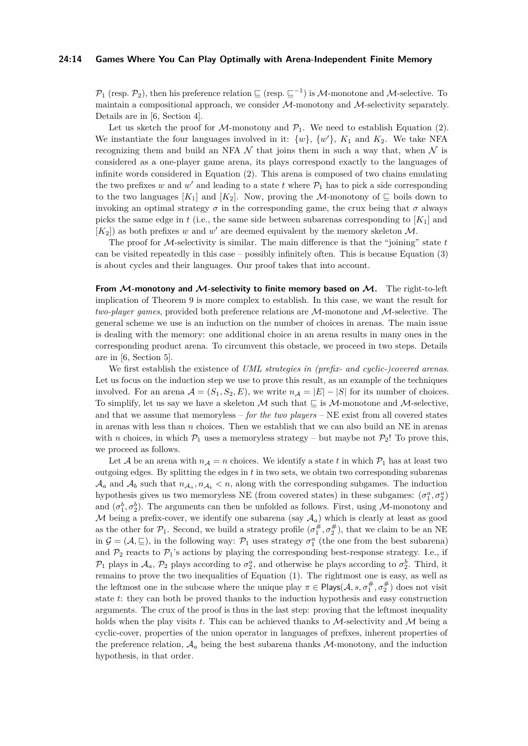$\mathcal{P}_1$ (resp. $\mathcal{P}_2$), then his preference relation $\sqsubseteq$ (resp. $\sqsubseteq^{-1}$) is $\mathcal{M}$-monotone and $\mathcal{M}$-selective. To maintain a compositional approach, we consider $\mathcal{M}$-monotony and $\mathcal{M}$-selectivity separately. Details are in [6, Section 4].

Let us sketch the proof for $\mathcal{M}$-monotony and $\mathcal{P}_1$. We need to establish Equation (2). We instantiate the four languages involved in it: $\{w\}$, $\{w'\}$, $K_1$ and $K_2$. We take NFA recognizing them and build an NFA $\mathcal{N}$ that joins them in such a way that, when $\mathcal{N}$ is considered as a one-player game arena, its plays correspond exactly to the languages of infinite words considered in Equation (2). This arena is composed of two chains emulating the two prefixes $w$ and $w'$ and leading to a state $t$ where $\mathcal{P}_1$ has to pick a side corresponding to the two languages $[K_1]$ and $[K_2]$. Now, proving the $\mathcal{M}$-monotony of $\sqsubseteq$ boils down to invoking an optimal strategy $\sigma$ in the corresponding game, the crux being that $\sigma$ always picks the same edge in $t$ (i.e., the same side between subarenas corresponding to $[K_1]$ and $[K_2]$) as both prefixes $w$ and $w'$ are deemed equivalent by the memory skeleton $\mathcal{M}$.

The proof for $\mathcal{M}$-selectivity is similar. The main difference is that the "joining" state $t$ can be visited repeatedly in this case – possibly infinitely often. This is because Equation (3) is about cycles and their languages. Our proof takes that into account.

**From $\mathcal{M}$-monotony and $\mathcal{M}$-selectivity to finite memory based on $\mathcal{M}$.** The right-to-left implication of Theorem 9 is more complex to establish. In this case, we want the result for *two-player games*, provided both preference relations are $\mathcal{M}$-monotone and $\mathcal{M}$-selective. The general scheme we use is an induction on the number of choices in arenas. The main issue is dealing with the memory: one additional choice in an arena results in many ones in the corresponding product arena. To circumvent this obstacle, we proceed in two steps. Details are in [6, Section 5].

We first establish the existence of *UML strategies in (prefix- and cyclic-)covered arenas*. Let us focus on the induction step we use to prove this result, as an example of the techniques involved. For an arena $\mathcal{A} = (S_1, S_2, E)$, we write $n_{\mathcal{A}} = |E| - |S|$ for its number of choices. To simplify, let us say we have a skeleton $\mathcal{M}$ such that $\sqsubseteq$ is $\mathcal{M}$-monotone and $\mathcal{M}$-selective, and that we assume that memoryless – *for the two players* – NE exist from all covered states in arenas with less than $n$ choices. Then we establish that we can also build an NE in arenas with $n$ choices, in which $\mathcal{P}_1$ uses a memoryless strategy – but maybe not $\mathcal{P}_2$! To prove this, we proceed as follows.

Let $\mathcal{A}$ be an arena with $n_{\mathcal{A}} = n$ choices. We identify a state $t$ in which $\mathcal{P}_1$ has at least two outgoing edges. By splitting the edges in $t$ in two sets, we obtain two corresponding subarenas $\mathcal{A}_a$ and $\mathcal{A}_b$ such that $n_{\mathcal{A}_a}, n_{\mathcal{A}_b} < n$, along with the corresponding subgames. The induction hypothesis gives us two memoryless NE (from covered states) in these subgames: $(\sigma_1^a, \sigma_2^a)$ and $(\sigma_1^b, \sigma_2^b)$. The arguments can then be unfolded as follows. First, using $\mathcal{M}$-monotony and $\mathcal{M}$ being a prefix-cover, we identify one subarena (say $\mathcal{A}_a$) which is clearly at least as good as the other for $\mathcal{P}_1$. Second, we build a strategy profile $(\sigma_1^{\#}, \sigma_2^{\#})$, that we claim to be an NE in $\mathcal{G} = (\mathcal{A}, \sqsubseteq)$, in the following way: $\mathcal{P}_1$ uses strategy $\sigma_1^a$ (the one from the best subarena) and $\mathcal{P}_2$ reacts to $\mathcal{P}_1$'s actions by playing the corresponding best-response strategy. I.e., if $\mathcal{P}_1$ plays in $\mathcal{A}_a$, $\mathcal{P}_2$ plays according to $\sigma_2^a$, and otherwise he plays according to $\sigma_2^b$. Third, it remains to prove the two inequalities of Equation (1). The rightmost one is easy, as well as the leftmost one in the subcase where the unique play $\pi \in \mathsf{Plays}(\mathcal{A}, s, \sigma_1^{\#}, \sigma_2^{\#})$ does not visit state $t$: they can both be proved thanks to the induction hypothesis and easy construction arguments. The crux of the proof is thus in the last step: proving that the leftmost inequality holds when the play visits $t$. This can be achieved thanks to $\mathcal{M}$-selectivity and $\mathcal{M}$ being a cyclic-cover, properties of the union operator in languages of prefixes, inherent properties of the preference relation, $\mathcal{A}_a$ being the best subarena thanks $\mathcal{M}$-monotony, and the induction hypothesis, in that order.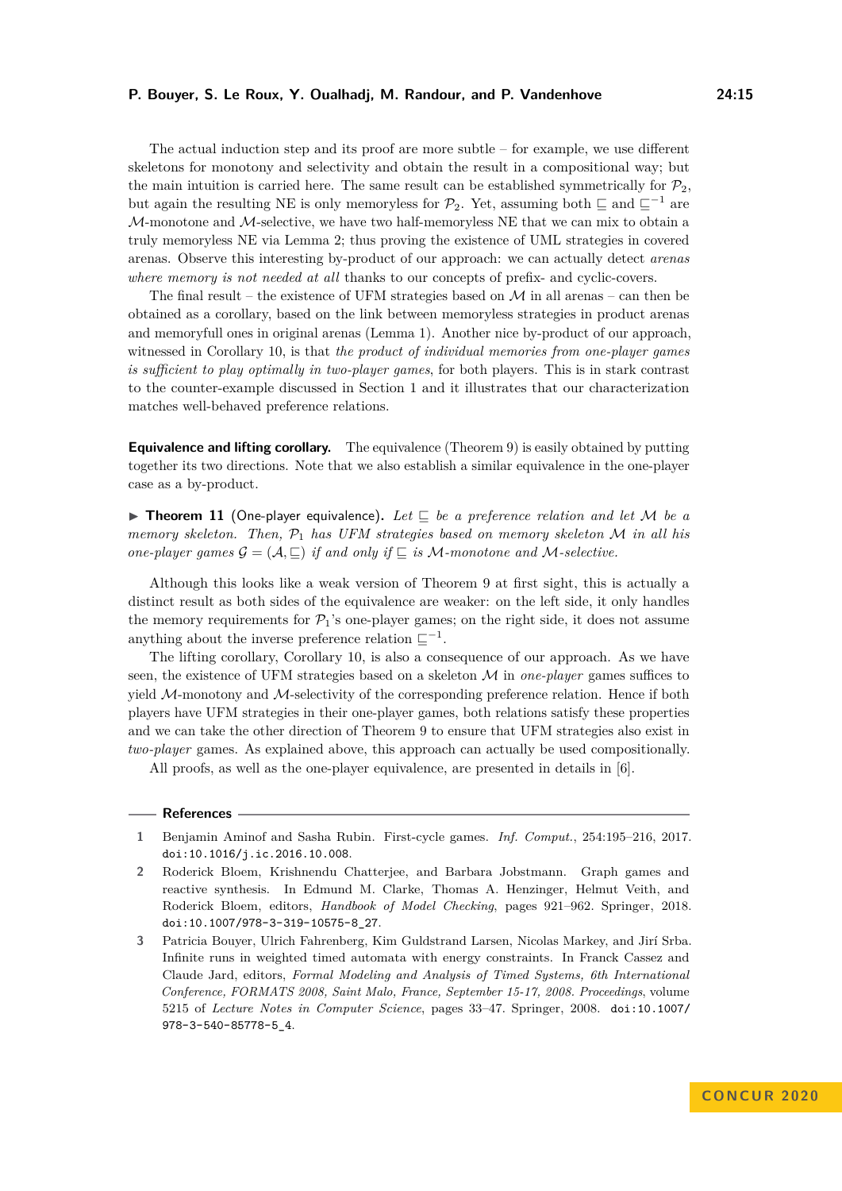The actual induction step and its proof are more subtle – for example, we use different skeletons for monotony and selectivity and obtain the result in a compositional way; but the main intuition is carried here. The same result can be established symmetrically for $\mathcal{P}_2$, but again the resulting NE is only memoryless for $\mathcal{P}_2$. Yet, assuming both $\sqsubseteq$ and $\sqsubseteq^{-1}$ are $\mathcal{M}$-monotone and $\mathcal{M}$-selective, we have two half-memoryless NE that we can mix to obtain a truly memoryless NE via Lemma 2; thus proving the existence of UML strategies in covered arenas. Observe this interesting by-product of our approach: we can actually detect *arenas where memory is not needed at all* thanks to our concepts of prefix- and cyclic-covers.

The final result – the existence of UFM strategies based on $\mathcal{M}$ in all arenas – can then be obtained as a corollary, based on the link between memoryless strategies in product arenas and memoryfull ones in original arenas (Lemma 1). Another nice by-product of our approach, witnessed in Corollary 10, is that *the product of individual memories from one-player games is sufficient to play optimally in two-player games*, for both players. This is in stark contrast to the counter-example discussed in Section 1 and it illustrates that our characterization matches well-behaved preference relations.

**Equivalence and lifting corollary.** The equivalence (Theorem 9) is easily obtained by putting together its two directions. Note that we also establish a similar equivalence in the one-player case as a by-product.

▶ **Theorem 11** (One-player equivalence). *Let $\sqsubseteq$ be a preference relation and let $\mathcal{M}$ be a memory skeleton. Then, $\mathcal{P}_1$ has UFM strategies based on memory skeleton $\mathcal{M}$ in all his one-player games $\mathcal{G} = (\mathcal{A}, \sqsubseteq)$ if and only if $\sqsubseteq$ is $\mathcal{M}$-monotone and $\mathcal{M}$-selective.*

Although this looks like a weak version of Theorem 9 at first sight, this is actually a distinct result as both sides of the equivalence are weaker: on the left side, it only handles the memory requirements for $\mathcal{P}_1$'s one-player games; on the right side, it does not assume anything about the inverse preference relation $\sqsubseteq^{-1}$.

The lifting corollary, Corollary 10, is also a consequence of our approach. As we have seen, the existence of UFM strategies based on a skeleton $\mathcal{M}$ in *one-player* games suffices to yield $\mathcal{M}$-monotony and $\mathcal{M}$-selectivity of the corresponding preference relation. Hence if both players have UFM strategies in their one-player games, both relations satisfy these properties and we can take the other direction of Theorem 9 to ensure that UFM strategies also exist in *two-player* games. As explained above, this approach can actually be used compositionally.

All proofs, as well as the one-player equivalence, are presented in details in [6].

## References

1. Benjamin Aminof and Sasha Rubin. First-cycle games. *Inf. Comput.*, 254:195–216, 2017. doi:10.1016/j.ic.2016.10.008.
2. Roderick Bloem, Krishnendu Chatterjee, and Barbara Jobstmann. Graph games and reactive synthesis. In Edmund M. Clarke, Thomas A. Henzinger, Helmut Veith, and Roderick Bloem, editors, *Handbook of Model Checking*, pages 921–962. Springer, 2018. doi:10.1007/978-3-319-10575-8_27.
3. Patricia Bouyer, Ulrich Fahrenberg, Kim Guldstrand Larsen, Nicolas Markey, and Jirí Srba. Infinite runs in weighted timed automata with energy constraints. In Franck Cassez and Claude Jard, editors, *Formal Modeling and Analysis of Timed Systems, 6th International Conference, FORMATS 2008, Saint Malo, France, September 15-17, 2008. Proceedings*, volume 5215 of *Lecture Notes in Computer Science*, pages 33–47. Springer, 2008. doi:10.1007/978-3-540-85778-5_4.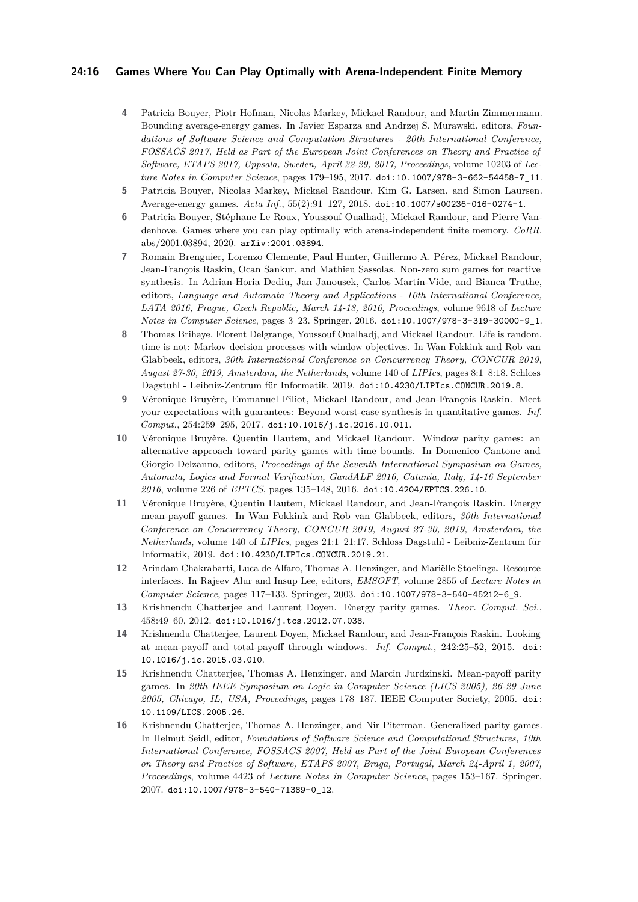4 Patricia Bouyer, Piotr Hofman, Nicolas Markey, Mickael Randour, and Martin Zimmermann. Bounding average-energy games. In Javier Esparza and Andrzej S. Murawski, editors, *Foundations of Software Science and Computation Structures - 20th International Conference, FOSSACS 2017, Held as Part of the European Joint Conferences on Theory and Practice of Software, ETAPS 2017, Uppsala, Sweden, April 22-29, 2017, Proceedings*, volume 10203 of *Lecture Notes in Computer Science*, pages 179–195, 2017. `doi:10.1007/978-3-662-54458-7_11`.

5 Patricia Bouyer, Nicolas Markey, Mickael Randour, Kim G. Larsen, and Simon Laursen. Average-energy games. *Acta Inf.*, 55(2):91–127, 2018. `doi:10.1007/s00236-016-0274-1`.

6 Patricia Bouyer, Stéphane Le Roux, Youssouf Oualhadj, Mickael Randour, and Pierre Vandenhove. Games where you can play optimally with arena-independent finite memory. *CoRR*, abs/2001.03894, 2020. `arXiv:2001.03894`.

7 Romain Brenguier, Lorenzo Clemente, Paul Hunter, Guillermo A. Pérez, Mickael Randour, Jean-François Raskin, Ocan Sankur, and Mathieu Sassolas. Non-zero sum games for reactive synthesis. In Adrian-Horia Dediu, Jan Janousek, Carlos Martín-Vide, and Bianca Truthe, editors, *Language and Automata Theory and Applications - 10th International Conference, LATA 2016, Prague, Czech Republic, March 14-18, 2016, Proceedings*, volume 9618 of *Lecture Notes in Computer Science*, pages 3–23. Springer, 2016. `doi:10.1007/978-3-319-30000-9_1`.

8 Thomas Brihaye, Florent Delgrange, Youssouf Oualhadj, and Mickael Randour. Life is random, time is not: Markov decision processes with window objectives. In Wan Fokkink and Rob van Glabbeek, editors, *30th International Conference on Concurrency Theory, CONCUR 2019, August 27-30, 2019, Amsterdam, the Netherlands*, volume 140 of *LIPIcs*, pages 8:1–8:18. Schloss Dagstuhl - Leibniz-Zentrum für Informatik, 2019. `doi:10.4230/LIPIcs.CONCUR.2019.8`.

9 Véronique Bruyère, Emmanuel Filiot, Mickael Randour, and Jean-François Raskin. Meet your expectations with guarantees: Beyond worst-case synthesis in quantitative games. *Inf. Comput.*, 254:259–295, 2017. `doi:10.1016/j.ic.2016.10.011`.

10 Véronique Bruyère, Quentin Hautem, and Mickael Randour. Window parity games: an alternative approach toward parity games with time bounds. In Domenico Cantone and Giorgio Delzanno, editors, *Proceedings of the Seventh International Symposium on Games, Automata, Logics and Formal Verification, GandALF 2016, Catania, Italy, 14-16 September 2016*, volume 226 of *EPTCS*, pages 135–148, 2016. `doi:10.4204/EPTCS.226.10`.

11 Véronique Bruyère, Quentin Hautem, Mickael Randour, and Jean-François Raskin. Energy mean-payoff games. In Wan Fokkink and Rob van Glabbeek, editors, *30th International Conference on Concurrency Theory, CONCUR 2019, August 27-30, 2019, Amsterdam, the Netherlands*, volume 140 of *LIPIcs*, pages 21:1–21:17. Schloss Dagstuhl - Leibniz-Zentrum für Informatik, 2019. `doi:10.4230/LIPIcs.CONCUR.2019.21`.

12 Arindam Chakrabarti, Luca de Alfaro, Thomas A. Henzinger, and Mariëlle Stoelinga. Resource interfaces. In Rajeev Alur and Insup Lee, editors, *EMSOFT*, volume 2855 of *Lecture Notes in Computer Science*, pages 117–133. Springer, 2003. `doi:10.1007/978-3-540-45212-6_9`.

13 Krishnendu Chatterjee and Laurent Doyen. Energy parity games. *Theor. Comput. Sci.*, 458:49–60, 2012. `doi:10.1016/j.tcs.2012.07.038`.

14 Krishnendu Chatterjee, Laurent Doyen, Mickael Randour, and Jean-François Raskin. Looking at mean-payoff and total-payoff through windows. *Inf. Comput.*, 242:25–52, 2015. `doi:10.1016/j.ic.2015.03.010`.

15 Krishnendu Chatterjee, Thomas A. Henzinger, and Marcin Jurdzinski. Mean-payoff parity games. In *20th IEEE Symposium on Logic in Computer Science (LICS 2005), 26-29 June 2005, Chicago, IL, USA, Proceedings*, pages 178–187. IEEE Computer Society, 2005. `doi:10.1109/LICS.2005.26`.

16 Krishnendu Chatterjee, Thomas A. Henzinger, and Nir Piterman. Generalized parity games. In Helmut Seidl, editor, *Foundations of Software Science and Computational Structures, 10th International Conference, FOSSACS 2007, Held as Part of the Joint European Conferences on Theory and Practice of Software, ETAPS 2007, Braga, Portugal, March 24-April 1, 2007, Proceedings*, volume 4423 of *Lecture Notes in Computer Science*, pages 153–167. Springer, 2007. `doi:10.1007/978-3-540-71389-0_12`.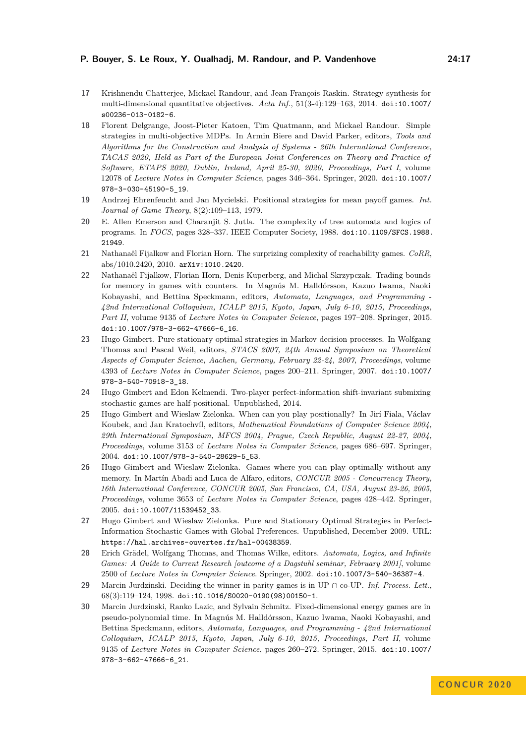17 Krishnendu Chatterjee, Mickael Randour, and Jean-François Raskin. Strategy synthesis for multi-dimensional quantitative objectives. *Acta Inf.*, 51(3-4):129–163, 2014. doi:10.1007/s00236-013-0182-6.

18 Florent Delgrange, Joost-Pieter Katoen, Tim Quatmann, and Mickael Randour. Simple strategies in multi-objective MDPs. In Armin Biere and David Parker, editors, *Tools and Algorithms for the Construction and Analysis of Systems - 26th International Conference, TACAS 2020, Held as Part of the European Joint Conferences on Theory and Practice of Software, ETAPS 2020, Dublin, Ireland, April 25-30, 2020, Proceedings, Part I*, volume 12078 of *Lecture Notes in Computer Science*, pages 346–364. Springer, 2020. doi:10.1007/978-3-030-45190-5_19.

19 Andrzej Ehrenfeucht and Jan Mycielski. Positional strategies for mean payoff games. *Int. Journal of Game Theory*, 8(2):109–113, 1979.

20 E. Allen Emerson and Charanjit S. Jutla. The complexity of tree automata and logics of programs. In *FOCS*, pages 328–337. IEEE Computer Society, 1988. doi:10.1109/SFCS.1988.21949.

21 Nathanaël Fijalkow and Florian Horn. The surprizing complexity of reachability games. *CoRR*, abs/1010.2420, 2010. arXiv:1010.2420.

22 Nathanaël Fijalkow, Florian Horn, Denis Kuperberg, and Michal Skrzypczak. Trading bounds for memory in games with counters. In Magnús M. Halldórsson, Kazuo Iwama, Naoki Kobayashi, and Bettina Speckmann, editors, *Automata, Languages, and Programming - 42nd International Colloquium, ICALP 2015, Kyoto, Japan, July 6-10, 2015, Proceedings, Part II*, volume 9135 of *Lecture Notes in Computer Science*, pages 197–208. Springer, 2015. doi:10.1007/978-3-662-47666-6_16.

23 Hugo Gimbert. Pure stationary optimal strategies in Markov decision processes. In Wolfgang Thomas and Pascal Weil, editors, *STACS 2007, 24th Annual Symposium on Theoretical Aspects of Computer Science, Aachen, Germany, February 22-24, 2007, Proceedings*, volume 4393 of *Lecture Notes in Computer Science*, pages 200–211. Springer, 2007. doi:10.1007/978-3-540-70918-3_18.

24 Hugo Gimbert and Edon Kelmendi. Two-player perfect-information shift-invariant submixing stochastic games are half-positional. Unpublished, 2014.

25 Hugo Gimbert and Wieslaw Zielonka. When can you play positionally? In Jirí Fiala, Václav Koubek, and Jan Kratochvíl, editors, *Mathematical Foundations of Computer Science 2004, 29th International Symposium, MFCS 2004, Prague, Czech Republic, August 22-27, 2004, Proceedings*, volume 3153 of *Lecture Notes in Computer Science*, pages 686–697. Springer, 2004. doi:10.1007/978-3-540-28629-5_53.

26 Hugo Gimbert and Wieslaw Zielonka. Games where you can play optimally without any memory. In Martín Abadi and Luca de Alfaro, editors, *CONCUR 2005 - Concurrency Theory, 16th International Conference, CONCUR 2005, San Francisco, CA, USA, August 23-26, 2005, Proceedings*, volume 3653 of *Lecture Notes in Computer Science*, pages 428–442. Springer, 2005. doi:10.1007/11539452_33.

27 Hugo Gimbert and Wieslaw Zielonka. Pure and Stationary Optimal Strategies in Perfect-Information Stochastic Games with Global Preferences. Unpublished, December 2009. URL: https://hal.archives-ouvertes.fr/hal-00438359.

28 Erich Grädel, Wolfgang Thomas, and Thomas Wilke, editors. *Automata, Logics, and Infinite Games: A Guide to Current Research [outcome of a Dagstuhl seminar, February 2001]*, volume 2500 of *Lecture Notes in Computer Science*. Springer, 2002. doi:10.1007/3-540-36387-4.

29 Marcin Jurdzinski. Deciding the winner in parity games is in UP $\cap$ co-UP. *Inf. Process. Lett.*, 68(3):119–124, 1998. doi:10.1016/S0020-0190(98)00150-1.

30 Marcin Jurdzinski, Ranko Lazic, and Sylvain Schmitz. Fixed-dimensional energy games are in pseudo-polynomial time. In Magnús M. Halldórsson, Kazuo Iwama, Naoki Kobayashi, and Bettina Speckmann, editors, *Automata, Languages, and Programming - 42nd International Colloquium, ICALP 2015, Kyoto, Japan, July 6-10, 2015, Proceedings, Part II*, volume 9135 of *Lecture Notes in Computer Science*, pages 260–272. Springer, 2015. doi:10.1007/978-3-662-47666-6_21.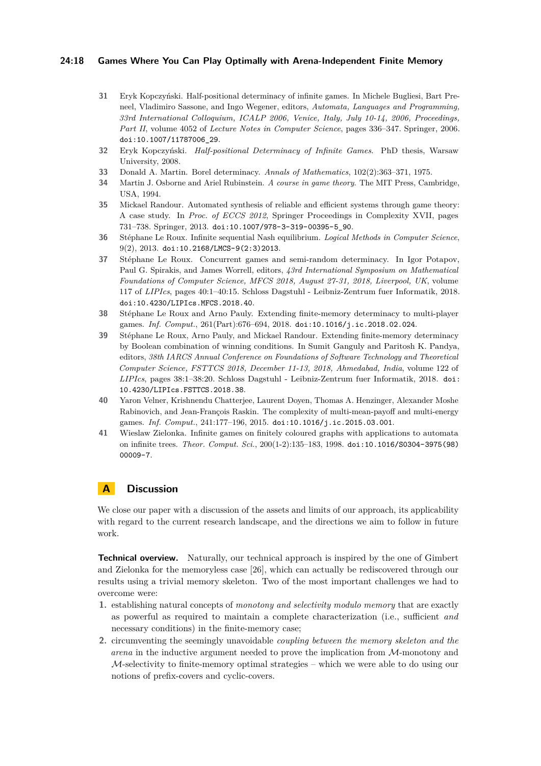31 Eryk Kopczyński. Half-positional determinacy of infinite games. In Michele Bugliesi, Bart Preneel, Vladimiro Sassone, and Ingo Wegener, editors, *Automata, Languages and Programming, 33rd International Colloquium, ICALP 2006, Venice, Italy, July 10-14, 2006, Proceedings, Part II*, volume 4052 of *Lecture Notes in Computer Science*, pages 336–347. Springer, 2006. doi:10.1007/11787006_29.

32 Eryk Kopczyński. *Half-positional Determinacy of Infinite Games*. PhD thesis, Warsaw University, 2008.

33 Donald A. Martin. Borel determinacy. *Annals of Mathematics*, 102(2):363–371, 1975.

34 Martin J. Osborne and Ariel Rubinstein. *A course in game theory*. The MIT Press, Cambridge, USA, 1994.

35 Mickael Randour. Automated synthesis of reliable and efficient systems through game theory: A case study. In *Proc. of ECCS 2012*, Springer Proceedings in Complexity XVII, pages 731–738. Springer, 2013. doi:10.1007/978-3-319-00395-5_90.

36 Stéphane Le Roux. Infinite sequential Nash equilibrium. *Logical Methods in Computer Science*, 9(2), 2013. doi:10.2168/LMCS-9(2:3)2013.

37 Stéphane Le Roux. Concurrent games and semi-random determinacy. In Igor Potapov, Paul G. Spirakis, and James Worrell, editors, *43rd International Symposium on Mathematical Foundations of Computer Science, MFCS 2018, August 27-31, 2018, Liverpool, UK*, volume 117 of *LIPIcs*, pages 40:1–40:15. Schloss Dagstuhl - Leibniz-Zentrum fuer Informatik, 2018. doi:10.4230/LIPIcs.MFCS.2018.40.

38 Stéphane Le Roux and Arno Pauly. Extending finite-memory determinacy to multi-player games. *Inf. Comput.*, 261(Part):676–694, 2018. doi:10.1016/j.ic.2018.02.024.

39 Stéphane Le Roux, Arno Pauly, and Mickael Randour. Extending finite-memory determinacy by Boolean combination of winning conditions. In Sumit Ganguly and Paritosh K. Pandya, editors, *38th IARCS Annual Conference on Foundations of Software Technology and Theoretical Computer Science, FSTTCS 2018, December 11-13, 2018, Ahmedabad, India*, volume 122 of *LIPIcs*, pages 38:1–38:20. Schloss Dagstuhl - Leibniz-Zentrum fuer Informatik, 2018. doi:10.4230/LIPIcs.FSTTCS.2018.38.

40 Yaron Velner, Krishnendu Chatterjee, Laurent Doyen, Thomas A. Henzinger, Alexander Moshe Rabinovich, and Jean-François Raskin. The complexity of multi-mean-payoff and multi-energy games. *Inf. Comput.*, 241:177–196, 2015. doi:10.1016/j.ic.2015.03.001.

41 Wieslaw Zielonka. Infinite games on finitely coloured graphs with applications to automata on infinite trees. *Theor. Comput. Sci.*, 200(1-2):135–183, 1998. doi:10.1016/S0304-3975(98)00009-7.

# A Discussion

We close our paper with a discussion of the assets and limits of our approach, its applicability with regard to the current research landscape, and the directions we aim to follow in future work.

**Technical overview.** Naturally, our technical approach is inspired by the one of Gimbert and Zielonka for the memoryless case [26], which can actually be rediscovered through our results using a trivial memory skeleton. Two of the most important challenges we had to overcome were:

1. establishing natural concepts of *monotony and selectivity modulo memory* that are exactly as powerful as required to maintain a complete characterization (i.e., sufficient *and* necessary conditions) in the finite-memory case;
2. circumventing the seemingly unavoidable *coupling between the memory skeleton and the arena* in the inductive argument needed to prove the implication from $\mathcal{M}$-monotony and $\mathcal{M}$-selectivity to finite-memory optimal strategies – which we were able to do using our notions of prefix-covers and cyclic-covers.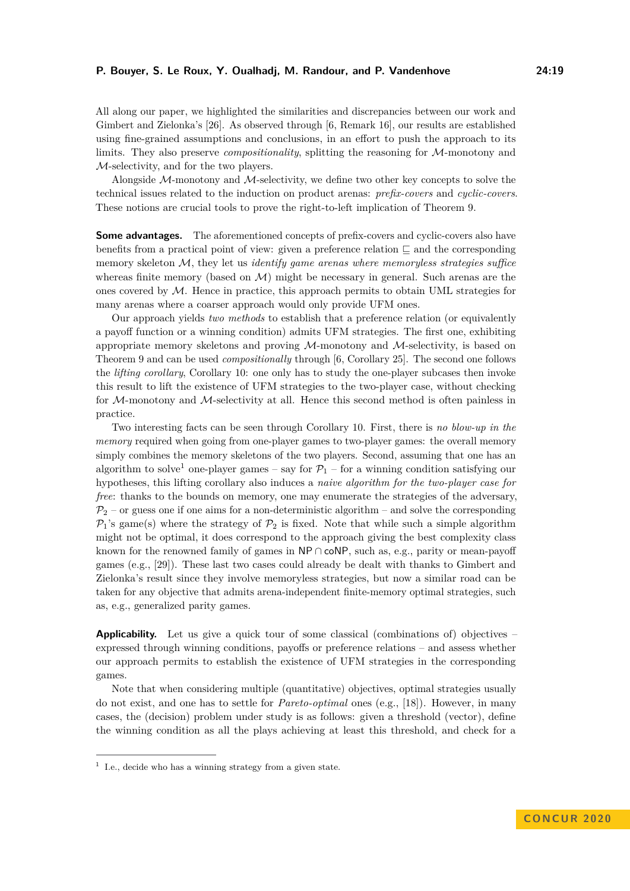All along our paper, we highlighted the similarities and discrepancies between our work and Gimbert and Zielonka's [26]. As observed through [6, Remark 16], our results are established using fine-grained assumptions and conclusions, in an effort to push the approach to its limits. They also preserve *compositionality*, splitting the reasoning for $\mathcal{M}$-monotony and $\mathcal{M}$-selectivity, and for the two players.

Alongside $\mathcal{M}$-monotony and $\mathcal{M}$-selectivity, we define two other key concepts to solve the technical issues related to the induction on product arenas: *prefix-covers* and *cyclic-covers*. These notions are crucial tools to prove the right-to-left implication of Theorem 9.

**Some advantages.** The aforementioned concepts of prefix-covers and cyclic-covers also have benefits from a practical point of view: given a preference relation $\sqsubseteq$ and the corresponding memory skeleton $\mathcal{M}$, they let us *identify game arenas where memoryless strategies suffice* whereas finite memory (based on $\mathcal{M}$) might be necessary in general. Such arenas are the ones covered by $\mathcal{M}$. Hence in practice, this approach permits to obtain UML strategies for many arenas where a coarser approach would only provide UFM ones.

Our approach yields *two methods* to establish that a preference relation (or equivalently a payoff function or a winning condition) admits UFM strategies. The first one, exhibiting appropriate memory skeletons and proving $\mathcal{M}$-monotony and $\mathcal{M}$-selectivity, is based on Theorem 9 and can be used *compositionally* through [6, Corollary 25]. The second one follows the *lifting corollary*, Corollary 10: one only has to study the one-player subcases then invoke this result to lift the existence of UFM strategies to the two-player case, without checking for $\mathcal{M}$-monotony and $\mathcal{M}$-selectivity at all. Hence this second method is often painless in practice.

Two interesting facts can be seen through Corollary 10. First, there is *no blow-up in the memory* required when going from one-player games to two-player games: the overall memory simply combines the memory skeletons of the two players. Second, assuming that one has an algorithm to solve[1] one-player games – say for $\mathcal{P}_1$ – for a winning condition satisfying our hypotheses, this lifting corollary also induces a *naive algorithm for the two-player case for free*: thanks to the bounds on memory, one may enumerate the strategies of the adversary, $\mathcal{P}_2$ – or guess one if one aims for a non-deterministic algorithm – and solve the corresponding $\mathcal{P}_1$'s game(s) where the strategy of $\mathcal{P}_2$ is fixed. Note that while such a simple algorithm might not be optimal, it does correspond to the approach giving the best complexity class known for the renowned family of games in $\mathsf{NP} \cap \mathsf{coNP}$, such as, e.g., parity or mean-payoff games (e.g., [29]). These last two cases could already be dealt with thanks to Gimbert and Zielonka's result since they involve memoryless strategies, but now a similar road can be taken for any objective that admits arena-independent finite-memory optimal strategies, such as, e.g., generalized parity games.

**Applicability.** Let us give a quick tour of some classical (combinations of) objectives – expressed through winning conditions, payoffs or preference relations – and assess whether our approach permits to establish the existence of UFM strategies in the corresponding games.

Note that when considering multiple (quantitative) objectives, optimal strategies usually do not exist, and one has to settle for *Pareto-optimal* ones (e.g., [18]). However, in many cases, the (decision) problem under study is as follows: given a threshold (vector), define the winning condition as all the plays achieving at least this threshold, and check for a

[1] I.e., decide who has a winning strategy from a given state.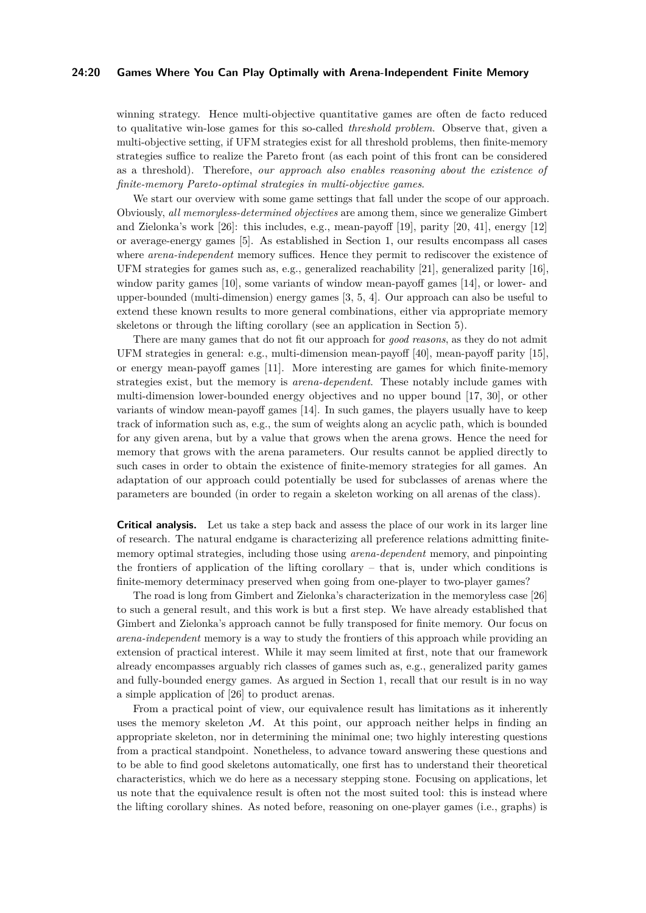winning strategy. Hence multi-objective quantitative games are often de facto reduced to qualitative win-lose games for this so-called *threshold problem*. Observe that, given a multi-objective setting, if UFM strategies exist for all threshold problems, then finite-memory strategies suffice to realize the Pareto front (as each point of this front can be considered as a threshold). Therefore, *our approach also enables reasoning about the existence of finite-memory Pareto-optimal strategies in multi-objective games*.

We start our overview with some game settings that fall under the scope of our approach. Obviously, *all memoryless-determined objectives* are among them, since we generalize Gimbert and Zielonka's work [26]: this includes, e.g., mean-payoff [19], parity [20, 41], energy [12] or average-energy games [5]. As established in Section 1, our results encompass all cases where *arena-independent* memory suffices. Hence they permit to rediscover the existence of UFM strategies for games such as, e.g., generalized reachability [21], generalized parity [16], window parity games [10], some variants of window mean-payoff games [14], or lower- and upper-bounded (multi-dimension) energy games [3, 5, 4]. Our approach can also be useful to extend these known results to more general combinations, either via appropriate memory skeletons or through the lifting corollary (see an application in Section 5).

There are many games that do not fit our approach for *good reasons*, as they do not admit UFM strategies in general: e.g., multi-dimension mean-payoff [40], mean-payoff parity [15], or energy mean-payoff games [11]. More interesting are games for which finite-memory strategies exist, but the memory is *arena-dependent*. These notably include games with multi-dimension lower-bounded energy objectives and no upper bound [17, 30], or other variants of window mean-payoff games [14]. In such games, the players usually have to keep track of information such as, e.g., the sum of weights along an acyclic path, which is bounded for any given arena, but by a value that grows when the arena grows. Hence the need for memory that grows with the arena parameters. Our results cannot be applied directly to such cases in order to obtain the existence of finite-memory strategies for all games. An adaptation of our approach could potentially be used for subclasses of arenas where the parameters are bounded (in order to regain a skeleton working on all arenas of the class).

**Critical analysis.** Let us take a step back and assess the place of our work in its larger line of research. The natural endgame is characterizing all preference relations admitting finite-memory optimal strategies, including those using *arena-dependent* memory, and pinpointing the frontiers of application of the lifting corollary – that is, under which conditions is finite-memory determinacy preserved when going from one-player to two-player games?

The road is long from Gimbert and Zielonka's characterization in the memoryless case [26] to such a general result, and this work is but a first step. We have already established that Gimbert and Zielonka's approach cannot be fully transposed for finite memory. Our focus on *arena-independent* memory is a way to study the frontiers of this approach while providing an extension of practical interest. While it may seem limited at first, note that our framework already encompasses arguably rich classes of games such as, e.g., generalized parity games and fully-bounded energy games. As argued in Section 1, recall that our result is in no way a simple application of [26] to product arenas.

From a practical point of view, our equivalence result has limitations as it inherently uses the memory skeleton $\mathcal{M}$. At this point, our approach neither helps in finding an appropriate skeleton, nor in determining the minimal one; two highly interesting questions from a practical standpoint. Nonetheless, to advance toward answering these questions and to be able to find good skeletons automatically, one first has to understand their theoretical characteristics, which we do here as a necessary stepping stone. Focusing on applications, let us note that the equivalence result is often not the most suited tool: this is instead where the lifting corollary shines. As noted before, reasoning on one-player games (i.e., graphs) is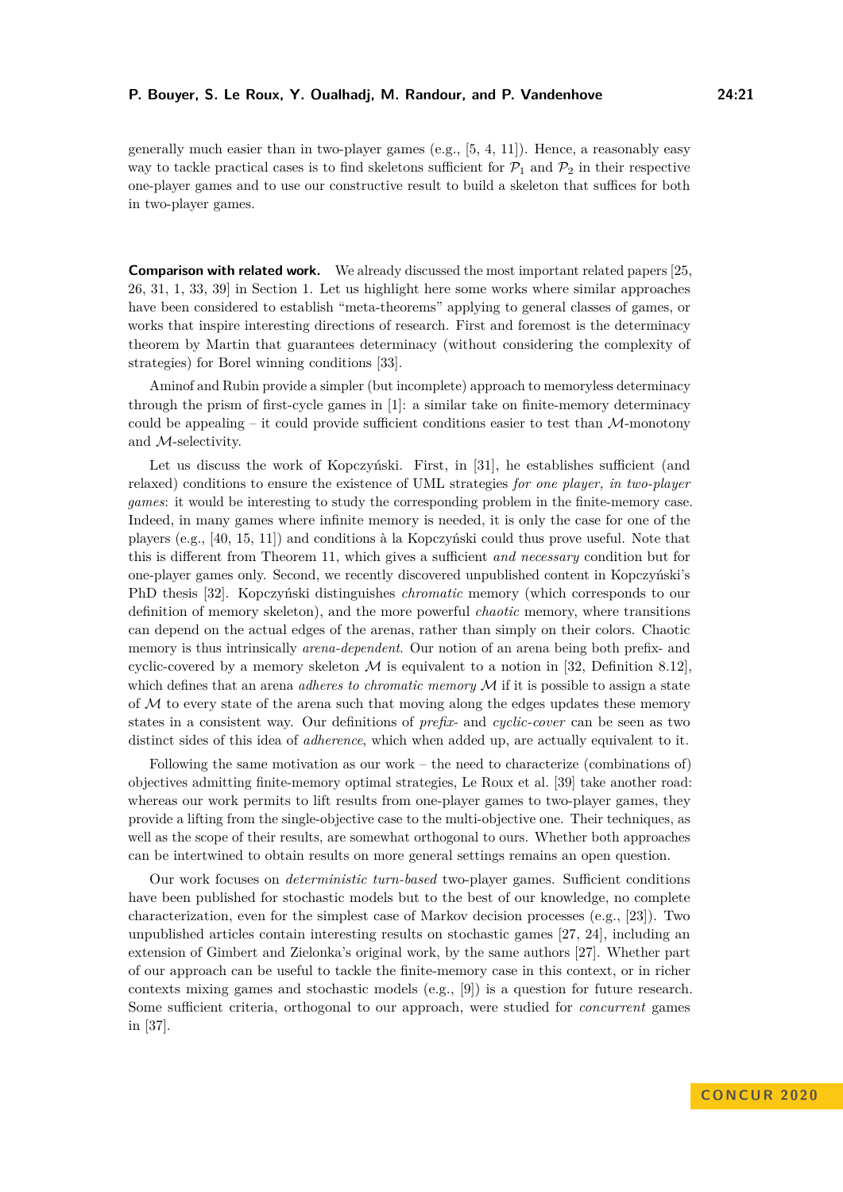generally much easier than in two-player games (e.g., [5, 4, 11]). Hence, a reasonably easy way to tackle practical cases is to find skeletons sufficient for $\mathcal{P}_1$ and $\mathcal{P}_2$ in their respective one-player games and to use our constructive result to build a skeleton that suffices for both in two-player games.

**Comparison with related work.** We already discussed the most important related papers [25, 26, 31, 1, 33, 39] in Section 1. Let us highlight here some works where similar approaches have been considered to establish "meta-theorems" applying to general classes of games, or works that inspire interesting directions of research. First and foremost is the determinacy theorem by Martin that guarantees determinacy (without considering the complexity of strategies) for Borel winning conditions [33].

Aminof and Rubin provide a simpler (but incomplete) approach to memoryless determinacy through the prism of first-cycle games in [1]: a similar take on finite-memory determinacy could be appealing – it could provide sufficient conditions easier to test than $\mathcal{M}$-monotony and $\mathcal{M}$-selectivity.

Let us discuss the work of Kopczyński. First, in [31], he establishes sufficient (and relaxed) conditions to ensure the existence of UML strategies *for one player, in two-player games*: it would be interesting to study the corresponding problem in the finite-memory case. Indeed, in many games where infinite memory is needed, it is only the case for one of the players (e.g., [40, 15, 11]) and conditions à la Kopczyński could thus prove useful. Note that this is different from Theorem 11, which gives a sufficient *and necessary* condition but for one-player games only. Second, we recently discovered unpublished content in Kopczyński's PhD thesis [32]. Kopczyński distinguishes *chromatic* memory (which corresponds to our definition of memory skeleton), and the more powerful *chaotic* memory, where transitions can depend on the actual edges of the arenas, rather than simply on their colors. Chaotic memory is thus intrinsically *arena-dependent*. Our notion of an arena being both prefix- and cyclic-covered by a memory skeleton $\mathcal{M}$ is equivalent to a notion in [32, Definition 8.12], which defines that an arena *adheres to chromatic memory* $\mathcal{M}$ if it is possible to assign a state of $\mathcal{M}$ to every state of the arena such that moving along the edges updates these memory states in a consistent way. Our definitions of *prefix-* and *cyclic-cover* can be seen as two distinct sides of this idea of *adherence*, which when added up, are actually equivalent to it.

Following the same motivation as our work – the need to characterize (combinations of) objectives admitting finite-memory optimal strategies, Le Roux et al. [39] take another road: whereas our work permits to lift results from one-player games to two-player games, they provide a lifting from the single-objective case to the multi-objective one. Their techniques, as well as the scope of their results, are somewhat orthogonal to ours. Whether both approaches can be intertwined to obtain results on more general settings remains an open question.

Our work focuses on *deterministic turn-based* two-player games. Sufficient conditions have been published for stochastic models but to the best of our knowledge, no complete characterization, even for the simplest case of Markov decision processes (e.g., [23]). Two unpublished articles contain interesting results on stochastic games [27, 24], including an extension of Gimbert and Zielonka's original work, by the same authors [27]. Whether part of our approach can be useful to tackle the finite-memory case in this context, or in richer contexts mixing games and stochastic models (e.g., [9]) is a question for future research. Some sufficient criteria, orthogonal to our approach, were studied for *concurrent* games in [37].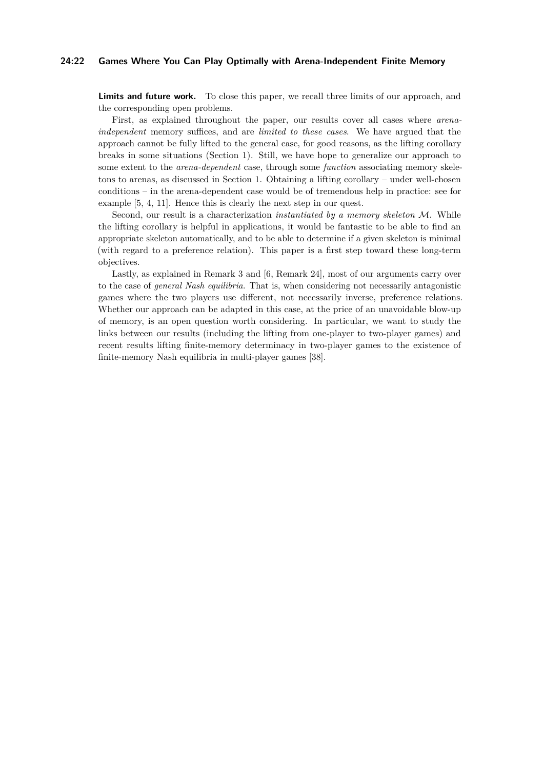**Limits and future work.** To close this paper, we recall three limits of our approach, and the corresponding open problems.

First, as explained throughout the paper, our results cover all cases where *arena-independent* memory suffices, and are *limited to these cases*. We have argued that the approach cannot be fully lifted to the general case, for good reasons, as the lifting corollary breaks in some situations (Section 1). Still, we have hope to generalize our approach to some extent to the *arena-dependent* case, through some *function* associating memory skeletons to arenas, as discussed in Section 1. Obtaining a lifting corollary – under well-chosen conditions – in the arena-dependent case would be of tremendous help in practice: see for example [5, 4, 11]. Hence this is clearly the next step in our quest.

Second, our result is a characterization *instantiated by a memory skeleton* $\mathcal{M}$. While the lifting corollary is helpful in applications, it would be fantastic to be able to find an appropriate skeleton automatically, and to be able to determine if a given skeleton is minimal (with regard to a preference relation). This paper is a first step toward these long-term objectives.

Lastly, as explained in Remark 3 and [6, Remark 24], most of our arguments carry over to the case of *general Nash equilibria*. That is, when considering not necessarily antagonistic games where the two players use different, not necessarily inverse, preference relations. Whether our approach can be adapted in this case, at the price of an unavoidable blow-up of memory, is an open question worth considering. In particular, we want to study the links between our results (including the lifting from one-player to two-player games) and recent results lifting finite-memory determinacy in two-player games to the existence of finite-memory Nash equilibria in multi-player games [38].